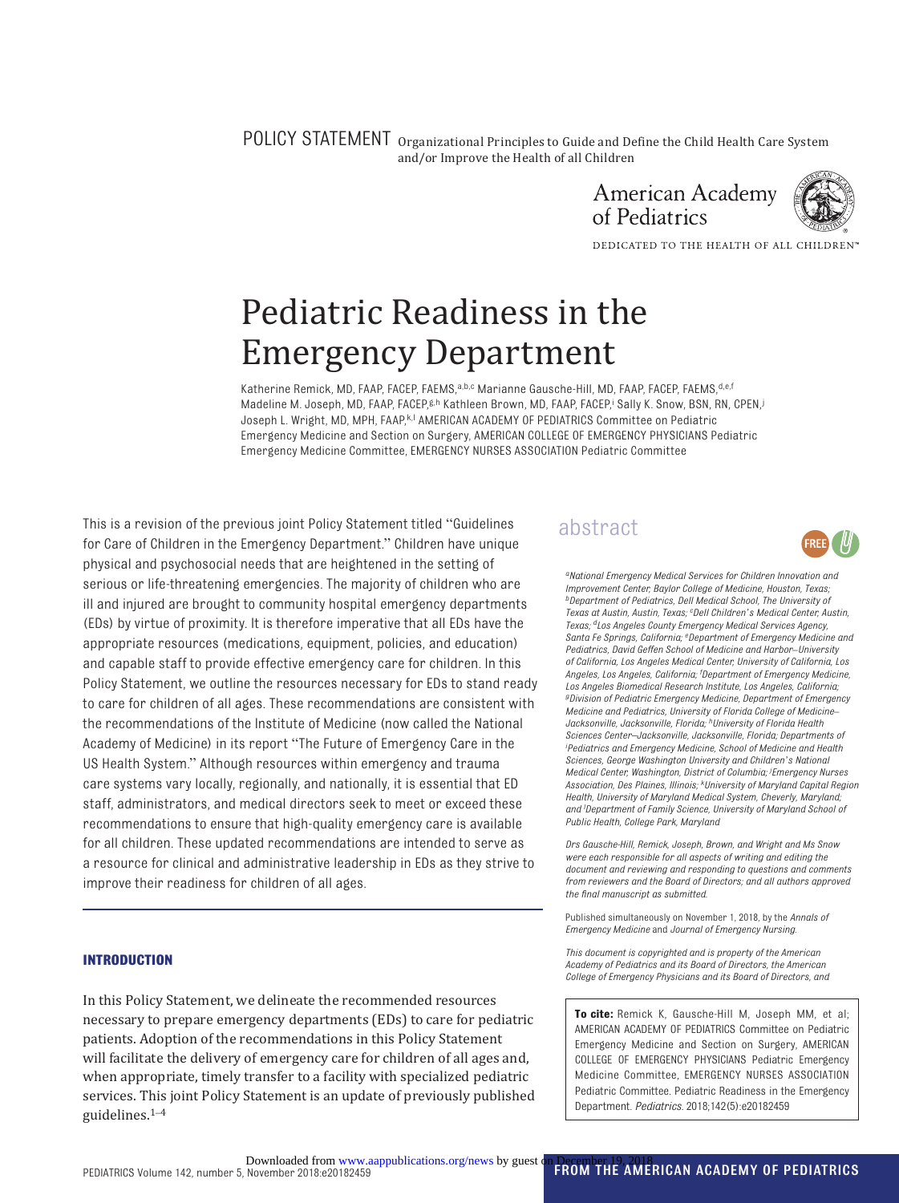POLICY STATEMENT Organizational Principles to Guide and Define the Child Health Care System and/or Improve the Health of all Children

American Academy of Pediatrics

DEDICATED TO THE HEALTH OF ALL CHILDREN™

# Pediatric Readiness in the Emergency Department

Katherine Remick, MD, FAAP, FACEP, FAEMS,[a,b,c] Marianne Gausche-Hill, MD, FAAP, FACEP, FAEMS,[d,e,f] Madeline M. Joseph, MD, FAAP, FACEP,[g,h] Kathleen Brown, MD, FAAP, FACEP,[i] Sally K. Snow, BSN, RN, CPEN,[j] Joseph L. Wright, MD, MPH, FAAP,[k,l] AMERICAN ACADEMY OF PEDIATRICS Committee on Pediatric Emergency Medicine and Section on Surgery, AMERICAN COLLEGE OF EMERGENCY PHYSICIANS Pediatric Emergency Medicine Committee, EMERGENCY NURSES ASSOCIATION Pediatric Committee

## abstract

This is a revision of the previous joint Policy Statement titled "Guidelines for Care of Children in the Emergency Department." Children have unique physical and psychosocial needs that are heightened in the setting of serious or life-threatening emergencies. The majority of children who are ill and injured are brought to community hospital emergency departments (EDs) by virtue of proximity. It is therefore imperative that all EDs have the appropriate resources (medications, equipment, policies, and education) and capable staff to provide effective emergency care for children. In this Policy Statement, we outline the resources necessary for EDs to stand ready to care for children of all ages. These recommendations are consistent with the recommendations of the Institute of Medicine (now called the National Academy of Medicine) in its report "The Future of Emergency Care in the US Health System." Although resources within emergency and trauma care systems vary locally, regionally, and nationally, it is essential that ED staff, administrators, and medical directors seek to meet or exceed these recommendations to ensure that high-quality emergency care is available for all children. These updated recommendations are intended to serve as a resource for clinical and administrative leadership in EDs as they strive to improve their readiness for children of all ages.

*[a]National Emergency Medical Services for Children Innovation and Improvement Center, Baylor College of Medicine, Houston, Texas; [b]Department of Pediatrics, Dell Medical School, The University of Texas at Austin, Austin, Texas; [c]Dell Children's Medical Center, Austin, Texas; [d]Los Angeles County Emergency Medical Services Agency, Santa Fe Springs, California; [e]Department of Emergency Medicine and Pediatrics, David Geffen School of Medicine and Harbor–University of California, Los Angeles Medical Center, University of California, Los Angeles, Los Angeles, California; [f]Department of Emergency Medicine, Los Angeles Biomedical Research Institute, Los Angeles, California; [g]Division of Pediatric Emergency Medicine, Department of Emergency Medicine and Pediatrics, University of Florida College of Medicine–Jacksonville, Jacksonville, Florida; [h]University of Florida Health Sciences Center–Jacksonville, Jacksonville, Florida; Departments of [i]Pediatrics and Emergency Medicine, School of Medicine and Health Sciences, George Washington University and Children's National Medical Center, Washington, District of Columbia; [j]Emergency Nurses Association, Des Plaines, Illinois; [k]University of Maryland Capital Region Health, University of Maryland Medical System, Cheverly, Maryland; and [l]Department of Family Science, University of Maryland School of Public Health, College Park, Maryland*

*Drs Gausche-Hill, Remick, Joseph, Brown, and Wright and Ms Snow were each responsible for all aspects of writing and editing the document and reviewing and responding to questions and comments from reviewers and the Board of Directors; and all authors approved the final manuscript as submitted.*

Published simultaneously on November 1, 2018, by the *Annals of Emergency Medicine* and *Journal of Emergency Nursing.*

*This document is copyrighted and is property of the American Academy of Pediatrics and its Board of Directors, the American College of Emergency Physicians and its Board of Directors, and*

**To cite:** Remick K, Gausche-Hill M, Joseph MM, et al; AMERICAN ACADEMY OF PEDIATRICS Committee on Pediatric Emergency Medicine and Section on Surgery, AMERICAN COLLEGE OF EMERGENCY PHYSICIANS Pediatric Emergency Medicine Committee, EMERGENCY NURSES ASSOCIATION Pediatric Committee. Pediatric Readiness in the Emergency Department. *Pediatrics.* 2018;142(5):e20182459

## INTRODUCTION

In this Policy Statement, we delineate the recommended resources necessary to prepare emergency departments (EDs) to care for pediatric patients. Adoption of the recommendations in this Policy Statement will facilitate the delivery of emergency care for children of all ages and, when appropriate, timely transfer to a facility with specialized pediatric services. This joint Policy Statement is an update of previously published guidelines.[1–4]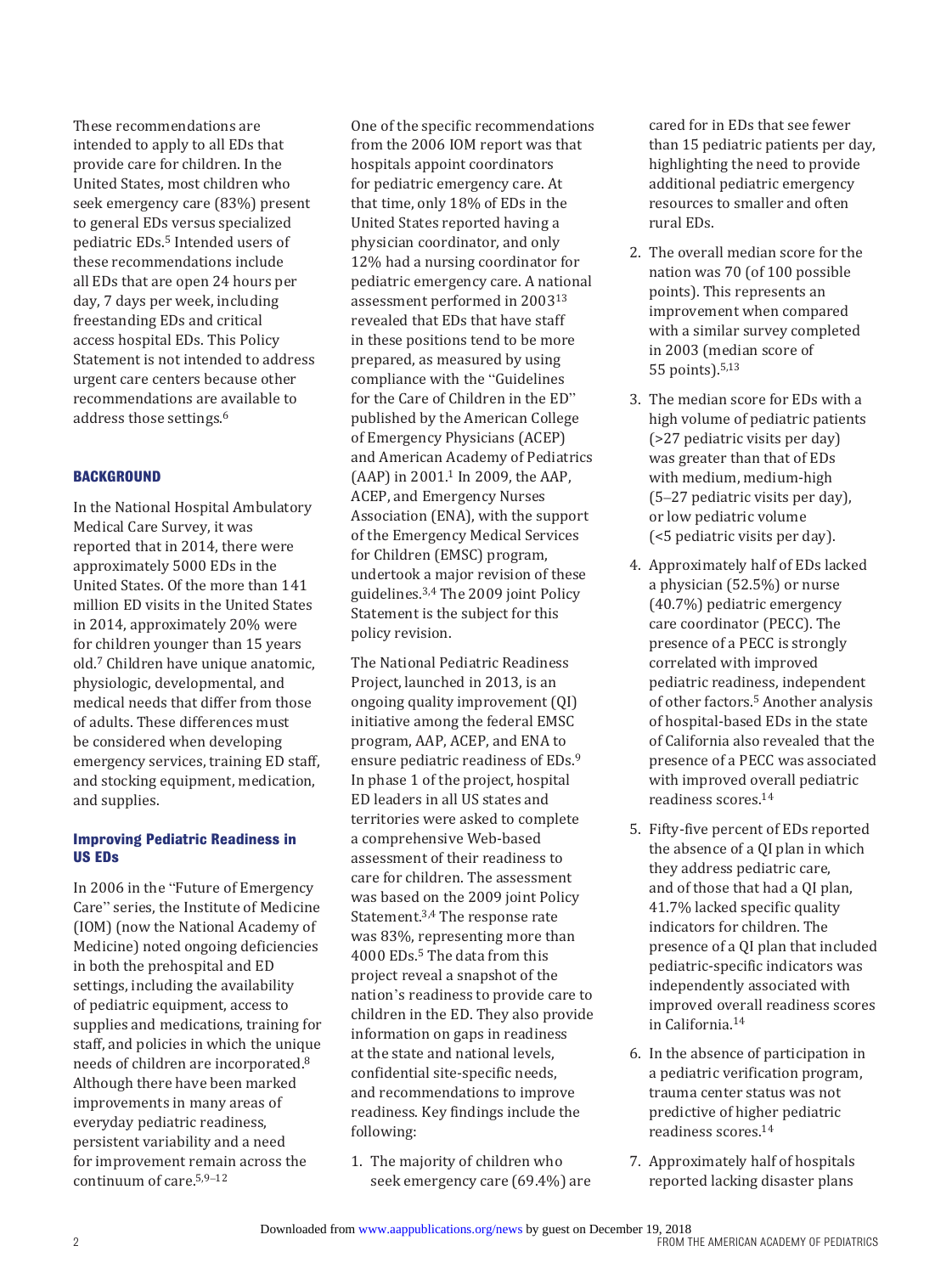These recommendations are intended to apply to all EDs that provide care for children. In the United States, most children who seek emergency care (83%) present to general EDs versus specialized pediatric EDs.[5] Intended users of these recommendations include all EDs that are open 24 hours per day, 7 days per week, including freestanding EDs and critical access hospital EDs. This Policy Statement is not intended to address urgent care centers because other recommendations are available to address those settings.[6]

## BACKGROUND

In the National Hospital Ambulatory Medical Care Survey, it was reported that in 2014, there were approximately 5000 EDs in the United States. Of the more than 141 million ED visits in the United States in 2014, approximately 20% were for children younger than 15 years old.[7] Children have unique anatomic, physiologic, developmental, and medical needs that differ from those of adults. These differences must be considered when developing emergency services, training ED staff, and stocking equipment, medication, and supplies.

### Improving Pediatric Readiness in US EDs

In 2006 in the "Future of Emergency Care" series, the Institute of Medicine (IOM) (now the National Academy of Medicine) noted ongoing deficiencies in both the prehospital and ED settings, including the availability of pediatric equipment, access to supplies and medications, training for staff, and policies in which the unique needs of children are incorporated.[8] Although there have been marked improvements in many areas of everyday pediatric readiness, persistent variability and a need for improvement remain across the continuum of care.[5,9–12]

One of the specific recommendations from the 2006 IOM report was that hospitals appoint coordinators for pediatric emergency care. At that time, only 18% of EDs in the United States reported having a physician coordinator, and only 12% had a nursing coordinator for pediatric emergency care. A national assessment performed in 2003[13] revealed that EDs that have staff in these positions tend to be more prepared, as measured by using compliance with the "Guidelines for the Care of Children in the ED" published by the American College of Emergency Physicians (ACEP) and American Academy of Pediatrics (AAP) in 2001.[1] In 2009, the AAP, ACEP, and Emergency Nurses Association (ENA), with the support of the Emergency Medical Services for Children (EMSC) program, undertook a major revision of these guidelines.[3,4] The 2009 joint Policy Statement is the subject for this policy revision.

The National Pediatric Readiness Project, launched in 2013, is an ongoing quality improvement (QI) initiative among the federal EMSC program, AAP, ACEP, and ENA to ensure pediatric readiness of EDs.[9] In phase 1 of the project, hospital ED leaders in all US states and territories were asked to complete a comprehensive Web-based assessment of their readiness to care for children. The assessment was based on the 2009 joint Policy Statement.[3,4] The response rate was 83%, representing more than 4000 EDs.[5] The data from this project reveal a snapshot of the nation's readiness to provide care to children in the ED. They also provide information on gaps in readiness at the state and national levels, confidential site-specific needs, and recommendations to improve readiness. Key findings include the following:

1. The majority of children who seek emergency care (69.4%) are cared for in EDs that see fewer than 15 pediatric patients per day, highlighting the need to provide additional pediatric emergency resources to smaller and often rural EDs.
2. The overall median score for the nation was 70 (of 100 possible points). This represents an improvement when compared with a similar survey completed in 2003 (median score of 55 points).[5,13]
3. The median score for EDs with a high volume of pediatric patients (>27 pediatric visits per day) was greater than that of EDs with medium, medium-high (5–27 pediatric visits per day), or low pediatric volume (<5 pediatric visits per day).
4. Approximately half of EDs lacked a physician (52.5%) or nurse (40.7%) pediatric emergency care coordinator (PECC). The presence of a PECC is strongly correlated with improved pediatric readiness, independent of other factors.[5] Another analysis of hospital-based EDs in the state of California also revealed that the presence of a PECC was associated with improved overall pediatric readiness scores.[14]
5. Fifty-five percent of EDs reported the absence of a QI plan in which they address pediatric care, and of those that had a QI plan, 41.7% lacked specific quality indicators for children. The presence of a QI plan that included pediatric-specific indicators was independently associated with improved overall readiness scores in California.[14]
6. In the absence of participation in a pediatric verification program, trauma center status was not predictive of higher pediatric readiness scores.[14]
7. Approximately half of hospitals reported lacking disaster plans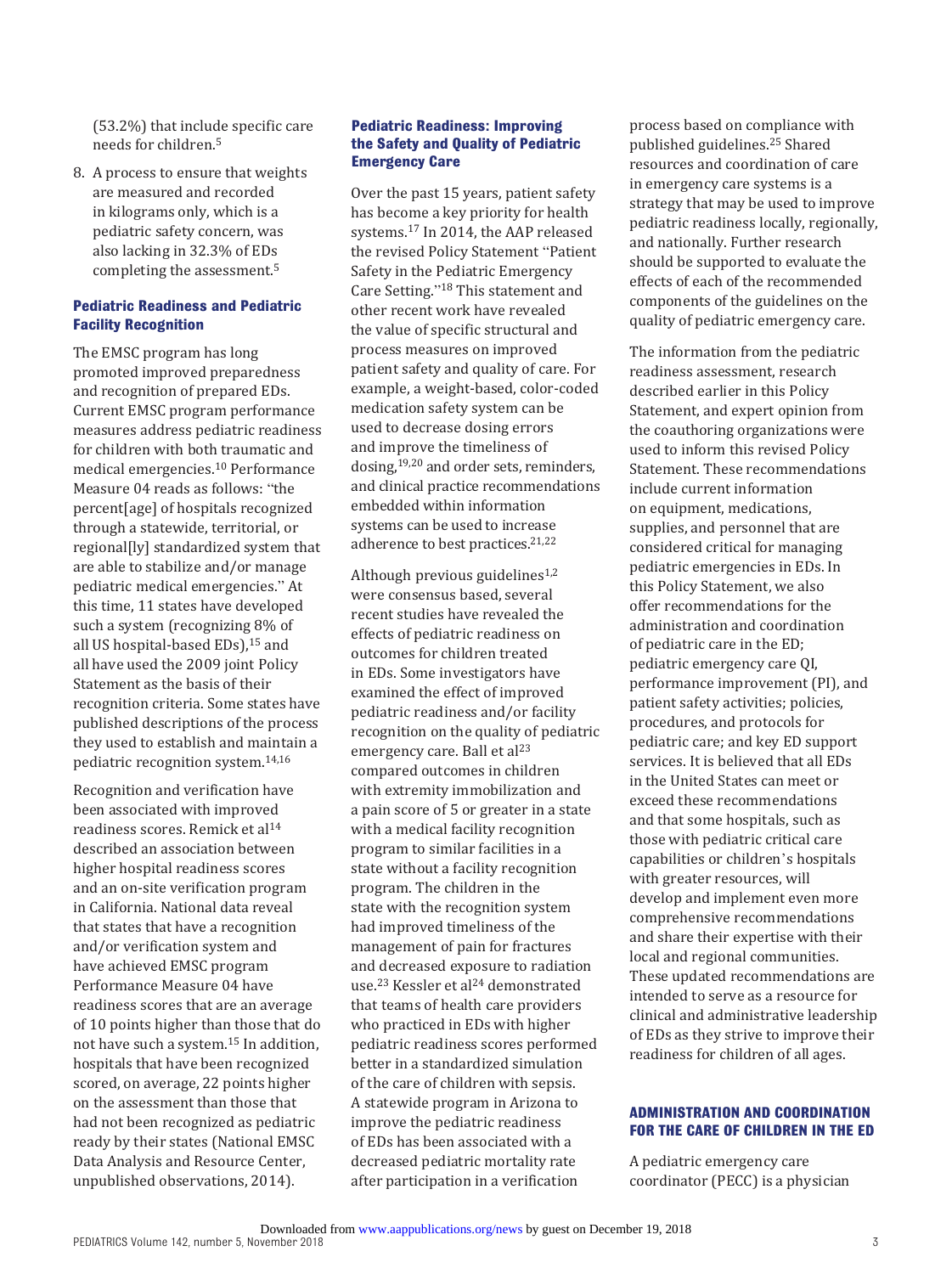(53.2%) that include specific care needs for children.[5]

8. A process to ensure that weights are measured and recorded in kilograms only, which is a pediatric safety concern, was also lacking in 32.3% of EDs completing the assessment.[5]

### Pediatric Readiness and Pediatric Facility Recognition

The EMSC program has long promoted improved preparedness and recognition of prepared EDs. Current EMSC program performance measures address pediatric readiness for children with both traumatic and medical emergencies.[10] Performance Measure 04 reads as follows: "the percent[age] of hospitals recognized through a statewide, territorial, or regional[ly] standardized system that are able to stabilize and/or manage pediatric medical emergencies." At this time, 11 states have developed such a system (recognizing 8% of all US hospital-based EDs),[15] and all have used the 2009 joint Policy Statement as the basis of their recognition criteria. Some states have published descriptions of the process they used to establish and maintain a pediatric recognition system.[14,16]

Recognition and verification have been associated with improved readiness scores. Remick et al[14] described an association between higher hospital readiness scores and an on-site verification program in California. National data reveal that states that have a recognition and/or verification system and have achieved EMSC program Performance Measure 04 have readiness scores that are an average of 10 points higher than those that do not have such a system.[15] In addition, hospitals that have been recognized scored, on average, 22 points higher on the assessment than those that had not been recognized as pediatric ready by their states (National EMSC Data Analysis and Resource Center, unpublished observations, 2014).

### Pediatric Readiness: Improving the Safety and Quality of Pediatric Emergency Care

Over the past 15 years, patient safety has become a key priority for health systems.[17] In 2014, the AAP released the revised Policy Statement "Patient Safety in the Pediatric Emergency Care Setting."[18] This statement and other recent work have revealed the value of specific structural and process measures on improved patient safety and quality of care. For example, a weight-based, color-coded medication safety system can be used to decrease dosing errors and improve the timeliness of dosing,[19,20] and order sets, reminders, and clinical practice recommendations embedded within information systems can be used to increase adherence to best practices.[21,22]

Although previous guidelines[1,2] were consensus based, several recent studies have revealed the effects of pediatric readiness on outcomes for children treated in EDs. Some investigators have examined the effect of improved pediatric readiness and/or facility recognition on the quality of pediatric emergency care. Ball et al[23] compared outcomes in children with extremity immobilization and a pain score of 5 or greater in a state with a medical facility recognition program to similar facilities in a state without a facility recognition program. The children in the state with the recognition system had improved timeliness of the management of pain for fractures and decreased exposure to radiation use.[23] Kessler et al[24] demonstrated that teams of health care providers who practiced in EDs with higher pediatric readiness scores performed better in a standardized simulation of the care of children with sepsis. A statewide program in Arizona to improve the pediatric readiness of EDs has been associated with a decreased pediatric mortality rate after participation in a verification process based on compliance with published guidelines.[25] Shared resources and coordination of care in emergency care systems is a strategy that may be used to improve pediatric readiness locally, regionally, and nationally. Further research should be supported to evaluate the effects of each of the recommended components of the guidelines on the quality of pediatric emergency care.

The information from the pediatric readiness assessment, research described earlier in this Policy Statement, and expert opinion from the coauthoring organizations were used to inform this revised Policy Statement. These recommendations include current information on equipment, medications, supplies, and personnel that are considered critical for managing pediatric emergencies in EDs. In this Policy Statement, we also offer recommendations for the administration and coordination of pediatric care in the ED; pediatric emergency care QI, performance improvement (PI), and patient safety activities; policies, procedures, and protocols for pediatric care; and key ED support services. It is believed that all EDs in the United States can meet or exceed these recommendations and that some hospitals, such as those with pediatric critical care capabilities or children's hospitals with greater resources, will develop and implement even more comprehensive recommendations and share their expertise with their local and regional communities. These updated recommendations are intended to serve as a resource for clinical and administrative leadership of EDs as they strive to improve their readiness for children of all ages.

## ADMINISTRATION AND COORDINATION FOR THE CARE OF CHILDREN IN THE ED

A pediatric emergency care coordinator (PECC) is a physician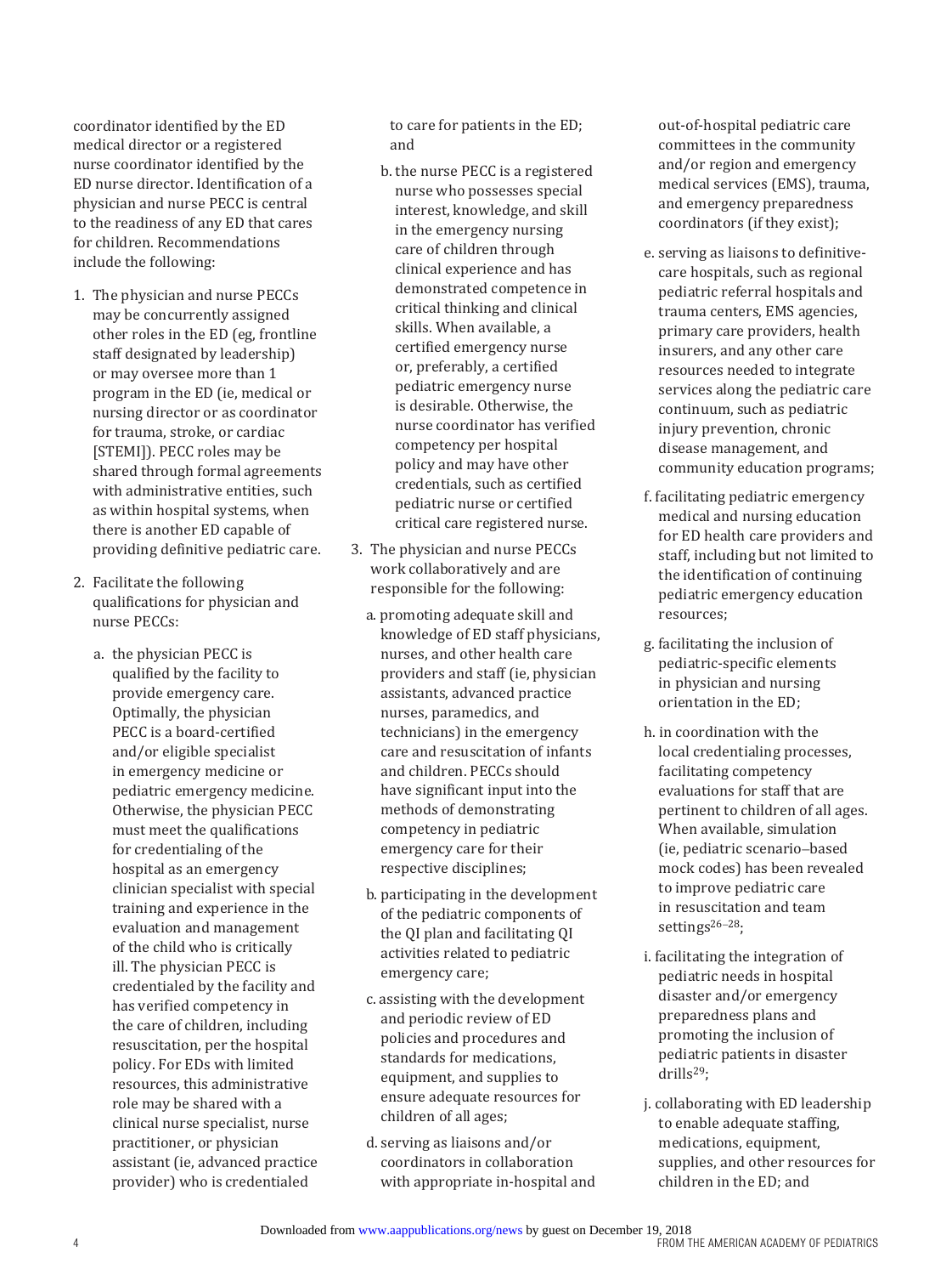coordinator identified by the ED medical director or a registered nurse coordinator identified by the ED nurse director. Identification of a physician and nurse PECC is central to the readiness of any ED that cares for children. Recommendations include the following:

1. The physician and nurse PECCs may be concurrently assigned other roles in the ED (eg, frontline staff designated by leadership) or may oversee more than 1 program in the ED (ie, medical or nursing director or as coordinator for trauma, stroke, or cardiac [STEMI]). PECC roles may be shared through formal agreements with administrative entities, such as within hospital systems, when there is another ED capable of providing definitive pediatric care.

2. Facilitate the following qualifications for physician and nurse PECCs:

   a. the physician PECC is qualified by the facility to provide emergency care. Optimally, the physician PECC is a board-certified and/or eligible specialist in emergency medicine or pediatric emergency medicine. Otherwise, the physician PECC must meet the qualifications for credentialing of the hospital as an emergency clinician specialist with special training and experience in the evaluation and management of the child who is critically ill. The physician PECC is credentialed by the facility and has verified competency in the care of children, including resuscitation, per the hospital policy. For EDs with limited resources, this administrative role may be shared with a clinical nurse specialist, nurse practitioner, or physician assistant (ie, advanced practice provider) who is credentialed to care for patients in the ED; and

   b. the nurse PECC is a registered nurse who possesses special interest, knowledge, and skill in the emergency nursing care of children through clinical experience and has demonstrated competence in critical thinking and clinical skills. When available, a certified emergency nurse or, preferably, a certified pediatric emergency nurse is desirable. Otherwise, the nurse coordinator has verified competency per hospital policy and may have other credentials, such as certified pediatric nurse or certified critical care registered nurse.

3. The physician and nurse PECCs work collaboratively and are responsible for the following:

   a. promoting adequate skill and knowledge of ED staff physicians, nurses, and other health care providers and staff (ie, physician assistants, advanced practice nurses, paramedics, and technicians) in the emergency care and resuscitation of infants and children. PECCs should have significant input into the methods of demonstrating competency in pediatric emergency care for their respective disciplines;

   b. participating in the development of the pediatric components of the QI plan and facilitating QI activities related to pediatric emergency care;

   c. assisting with the development and periodic review of ED policies and procedures and standards for medications, equipment, and supplies to ensure adequate resources for children of all ages;

   d. serving as liaisons and/or coordinators in collaboration with appropriate in-hospital and out-of-hospital pediatric care committees in the community and/or region and emergency medical services (EMS), trauma, and emergency preparedness coordinators (if they exist);

   e. serving as liaisons to definitive-care hospitals, such as regional pediatric referral hospitals and trauma centers, EMS agencies, primary care providers, health insurers, and any other care resources needed to integrate services along the pediatric care continuum, such as pediatric injury prevention, chronic disease management, and community education programs;

   f. facilitating pediatric emergency medical and nursing education for ED health care providers and staff, including but not limited to the identification of continuing pediatric emergency education resources;

   g. facilitating the inclusion of pediatric-specific elements in physician and nursing orientation in the ED;

   h. in coordination with the local credentialing processes, facilitating competency evaluations for staff that are pertinent to children of all ages. When available, simulation (ie, pediatric scenario–based mock codes) has been revealed to improve pediatric care in resuscitation and team settings[26–28];

   i. facilitating the integration of pediatric needs in hospital disaster and/or emergency preparedness plans and promoting the inclusion of pediatric patients in disaster drills[29];

   j. collaborating with ED leadership to enable adequate staffing, medications, equipment, supplies, and other resources for children in the ED; and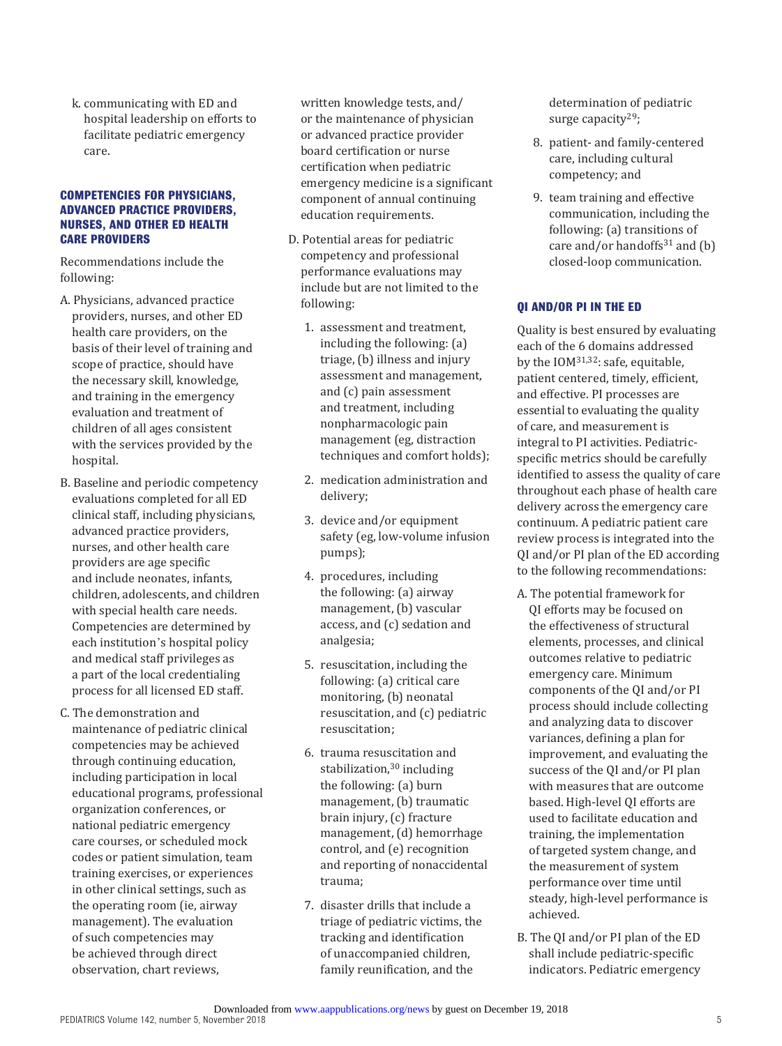k. communicating with ED and hospital leadership on efforts to facilitate pediatric emergency care.

## COMPETENCIES FOR PHYSICIANS, ADVANCED PRACTICE PROVIDERS, NURSES, AND OTHER ED HEALTH CARE PROVIDERS

Recommendations include the following:

A. Physicians, advanced practice providers, nurses, and other ED health care providers, on the basis of their level of training and scope of practice, should have the necessary skill, knowledge, and training in the emergency evaluation and treatment of children of all ages consistent with the services provided by the hospital.

B. Baseline and periodic competency evaluations completed for all ED clinical staff, including physicians, advanced practice providers, nurses, and other health care providers are age specific and include neonates, infants, children, adolescents, and children with special health care needs. Competencies are determined by each institution's hospital policy and medical staff privileges as a part of the local credentialing process for all licensed ED staff.

C. The demonstration and maintenance of pediatric clinical competencies may be achieved through continuing education, including participation in local educational programs, professional organization conferences, or national pediatric emergency care courses, or scheduled mock codes or patient simulation, team training exercises, or experiences in other clinical settings, such as the operating room (ie, airway management). The evaluation of such competencies may be achieved through direct observation, chart reviews, written knowledge tests, and/or the maintenance of physician or advanced practice provider board certification or nurse certification when pediatric emergency medicine is a significant component of annual continuing education requirements.

D. Potential areas for pediatric competency and professional performance evaluations may include but are not limited to the following:

1. assessment and treatment, including the following: (a) triage, (b) illness and injury assessment and management, and (c) pain assessment and treatment, including nonpharmacologic pain management (eg, distraction techniques and comfort holds);
2. medication administration and delivery;
3. device and/or equipment safety (eg, low-volume infusion pumps);
4. procedures, including the following: (a) airway management, (b) vascular access, and (c) sedation and analgesia;
5. resuscitation, including the following: (a) critical care monitoring, (b) neonatal resuscitation, and (c) pediatric resuscitation;
6. trauma resuscitation and stabilization,[30] including the following: (a) burn management, (b) traumatic brain injury, (c) fracture management, (d) hemorrhage control, and (e) recognition and reporting of nonaccidental trauma;
7. disaster drills that include a triage of pediatric victims, the tracking and identification of unaccompanied children, family reunification, and the determination of pediatric surge capacity[29];
8. patient- and family-centered care, including cultural competency; and
9. team training and effective communication, including the following: (a) transitions of care and/or handoffs[31] and (b) closed-loop communication.

## QI AND/OR PI IN THE ED

Quality is best ensured by evaluating each of the 6 domains addressed by the IOM[31,32]: safe, equitable, patient centered, timely, efficient, and effective. PI processes are essential to evaluating the quality of care, and measurement is integral to PI activities. Pediatric-specific metrics should be carefully identified to assess the quality of care throughout each phase of health care delivery across the emergency care continuum. A pediatric patient care review process is integrated into the QI and/or PI plan of the ED according to the following recommendations:

A. The potential framework for QI efforts may be focused on the effectiveness of structural elements, processes, and clinical outcomes relative to pediatric emergency care. Minimum components of the QI and/or PI process should include collecting and analyzing data to discover variances, defining a plan for improvement, and evaluating the success of the QI and/or PI plan with measures that are outcome based. High-level QI efforts are used to facilitate education and training, the implementation of targeted system change, and the measurement of system performance over time until steady, high-level performance is achieved.

B. The QI and/or PI plan of the ED shall include pediatric-specific indicators. Pediatric emergency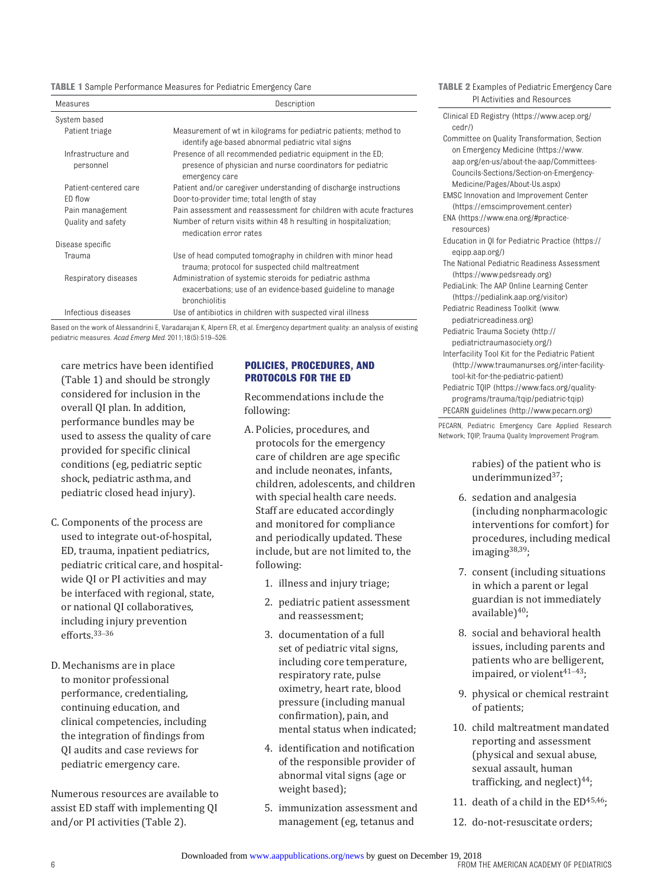**TABLE 1** Sample Performance Measures for Pediatric Emergency Care

| Measures | Description |
|---|---|
| System based | |
| Patient triage | Measurement of wt in kilograms for pediatric patients; method to identify age-based abnormal pediatric vital signs |
| Infrastructure and personnel | Presence of all recommended pediatric equipment in the ED; presence of physician and nurse coordinators for pediatric emergency care |
| Patient-centered care | Patient and/or caregiver understanding of discharge instructions |
| ED flow | Door-to-provider time; total length of stay |
| Pain management | Pain assessment and reassessment for children with acute fractures |
| Quality and safety | Number of return visits within 48 h resulting in hospitalization; medication error rates |
| Disease specific | |
| Trauma | Use of head computed tomography in children with minor head trauma; protocol for suspected child maltreatment |
| Respiratory diseases | Administration of systemic steroids for pediatric asthma exacerbations; use of an evidence-based guideline to manage bronchiolitis |
| Infectious diseases | Use of antibiotics in children with suspected viral illness |

Based on the work of Alessandrini E, Varadarajan K, Alpern ER, et al. Emergency department quality: an analysis of existing pediatric measures. *Acad Emerg Med*. 2011;18(5):519–526.

care metrics have been identified (Table 1) and should be strongly considered for inclusion in the overall QI plan. In addition, performance bundles may be used to assess the quality of care provided for specific clinical conditions (eg, pediatric septic shock, pediatric asthma, and pediatric closed head injury).

C. Components of the process are used to integrate out-of-hospital, ED, trauma, inpatient pediatrics, pediatric critical care, and hospital-wide QI or PI activities and may be interfaced with regional, state, or national QI collaboratives, including injury prevention efforts.[33–36]

D. Mechanisms are in place to monitor professional performance, credentialing, continuing education, and clinical competencies, including the integration of findings from QI audits and case reviews for pediatric emergency care.

Numerous resources are available to assist ED staff with implementing QI and/or PI activities (Table 2).

## POLICIES, PROCEDURES, AND PROTOCOLS FOR THE ED

Recommendations include the following:

A. Policies, procedures, and protocols for the emergency care of children are age specific and include neonates, infants, children, adolescents, and children with special health care needs. Staff are educated accordingly and monitored for compliance and periodically updated. These include, but are not limited to, the following:

1. illness and injury triage;
2. pediatric patient assessment and reassessment;
3. documentation of a full set of pediatric vital signs, including core temperature, respiratory rate, pulse oximetry, heart rate, blood pressure (including manual confirmation), pain, and mental status when indicated;
4. identification and notification of the responsible provider of abnormal vital signs (age or weight based);
5. immunization assessment and management (eg, tetanus and rabies) of the patient who is underimmunized[37];
6. sedation and analgesia (including nonpharmacologic interventions for comfort) for procedures, including medical imaging[38,39];
7. consent (including situations in which a parent or legal guardian is not immediately available)[40];
8. social and behavioral health issues, including parents and patients who are belligerent, impaired, or violent[41–43];
9. physical or chemical restraint of patients;
10. child maltreatment mandated reporting and assessment (physical and sexual abuse, sexual assault, human trafficking, and neglect)[44];
11. death of a child in the ED[45,46];
12. do-not-resuscitate orders;

**TABLE 2** Examples of Pediatric Emergency Care PI Activities and Resources

| |
|---|
| Clinical ED Registry (https://www.acep.org/cedr/) |
| Committee on Quality Transformation, Section on Emergency Medicine (https://www.aap.org/en-us/about-the-aap/Committees-Councils-Sections/Section-on-Emergency-Medicine/Pages/About-Us.aspx) |
| EMSC Innovation and Improvement Center (https://emscimprovement.center) |
| ENA (https://www.ena.org/#practice-resources) |
| Education in QI for Pediatric Practice (https://eqipp.aap.org/) |
| The National Pediatric Readiness Assessment (https://www.pedsready.org) |
| PediaLink: The AAP Online Learning Center (https://pedialink.aap.org/visitor) |
| Pediatric Readiness Toolkit (www.pediatricreadiness.org) |
| Pediatric Trauma Society (http://pediatrictraumasociety.org/) |
| Interfacility Tool Kit for the Pediatric Patient (http://www.traumanurses.org/inter-facility-tool-kit-for-the-pediatric-patient) |
| Pediatric TQIP (https://www.facs.org/quality-programs/trauma/tqip/pediatric-tqip) |
| PECARN guidelines (http://www.pecarn.org) |

PECARN, Pediatric Emergency Care Applied Research Network; TQIP, Trauma Quality Improvement Program.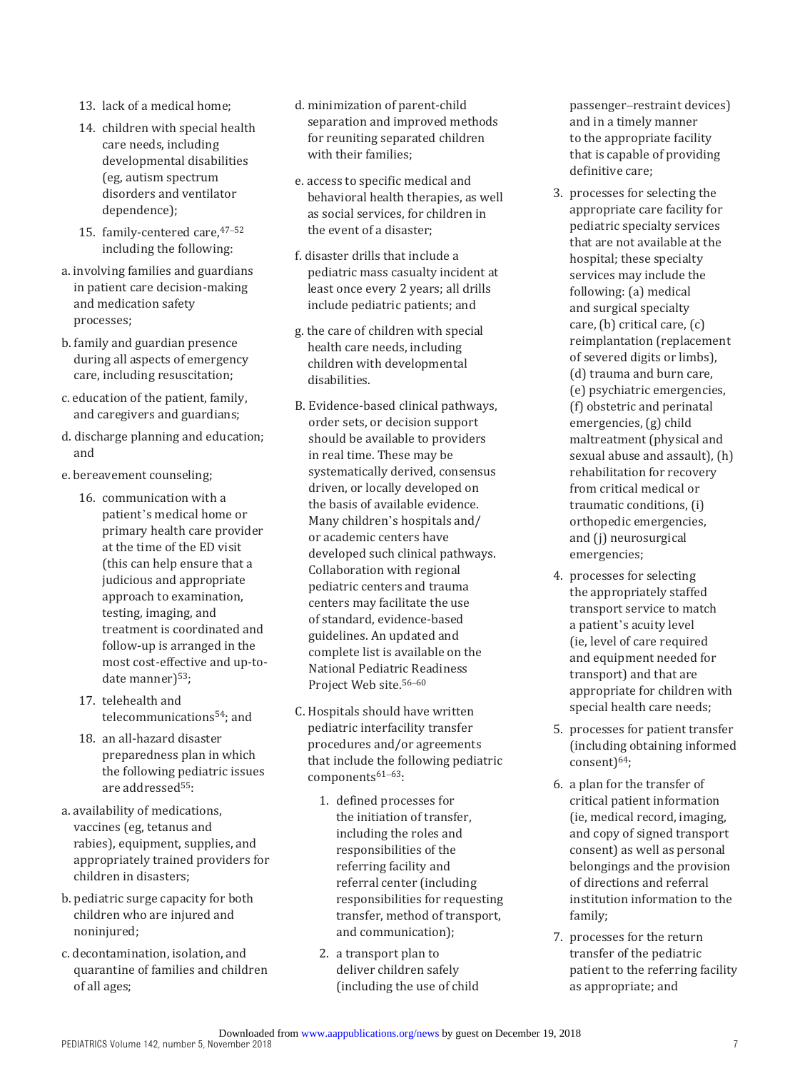13. lack of a medical home;
14. children with special health care needs, including developmental disabilities (eg, autism spectrum disorders and ventilator dependence);
15. family-centered care,[47–52] including the following:

a. involving families and guardians in patient care decision-making and medication safety processes;

b. family and guardian presence during all aspects of emergency care, including resuscitation;

c. education of the patient, family, and caregivers and guardians;

d. discharge planning and education; and

e. bereavement counseling;

16. communication with a patient's medical home or primary health care provider at the time of the ED visit (this can help ensure that a judicious and appropriate approach to examination, testing, imaging, and treatment is coordinated and follow-up is arranged in the most cost-effective and up-to-date manner)[53];
17. telehealth and telecommunications[54]; and
18. an all-hazard disaster preparedness plan in which the following pediatric issues are addressed[55]:

a. availability of medications, vaccines (eg, tetanus and rabies), equipment, supplies, and appropriately trained providers for children in disasters;

b. pediatric surge capacity for both children who are injured and noninjured;

c. decontamination, isolation, and quarantine of families and children of all ages;

d. minimization of parent-child separation and improved methods for reuniting separated children with their families;

e. access to specific medical and behavioral health therapies, as well as social services, for children in the event of a disaster;

f. disaster drills that include a pediatric mass casualty incident at least once every 2 years; all drills include pediatric patients; and

g. the care of children with special health care needs, including children with developmental disabilities.

B. Evidence-based clinical pathways, order sets, or decision support should be available to providers in real time. These may be systematically derived, consensus driven, or locally developed on the basis of available evidence. Many children's hospitals and/or academic centers have developed such clinical pathways. Collaboration with regional pediatric centers and trauma centers may facilitate the use of standard, evidence-based guidelines. An updated and complete list is available on the National Pediatric Readiness Project Web site.[56–60]

C. Hospitals should have written pediatric interfacility transfer procedures and/or agreements that include the following pediatric components[61–63]:

1. defined processes for the initiation of transfer, including the roles and responsibilities of the referring facility and referral center (including responsibilities for requesting transfer, method of transport, and communication);
2. a transport plan to deliver children safely (including the use of child passenger–restraint devices) and in a timely manner to the appropriate facility that is capable of providing definitive care;
3. processes for selecting the appropriate care facility for pediatric specialty services that are not available at the hospital; these specialty services may include the following: (a) medical and surgical specialty care, (b) critical care, (c) reimplantation (replacement of severed digits or limbs), (d) trauma and burn care, (e) psychiatric emergencies, (f) obstetric and perinatal emergencies, (g) child maltreatment (physical and sexual abuse and assault), (h) rehabilitation for recovery from critical medical or traumatic conditions, (i) orthopedic emergencies, and (j) neurosurgical emergencies;
4. processes for selecting the appropriately staffed transport service to match a patient's acuity level (ie, level of care required and equipment needed for transport) and that are appropriate for children with special health care needs;
5. processes for patient transfer (including obtaining informed consent)[64];
6. a plan for the transfer of critical patient information (ie, medical record, imaging, and copy of signed transport consent) as well as personal belongings and the provision of directions and referral institution information to the family;
7. processes for the return transfer of the pediatric patient to the referring facility as appropriate; and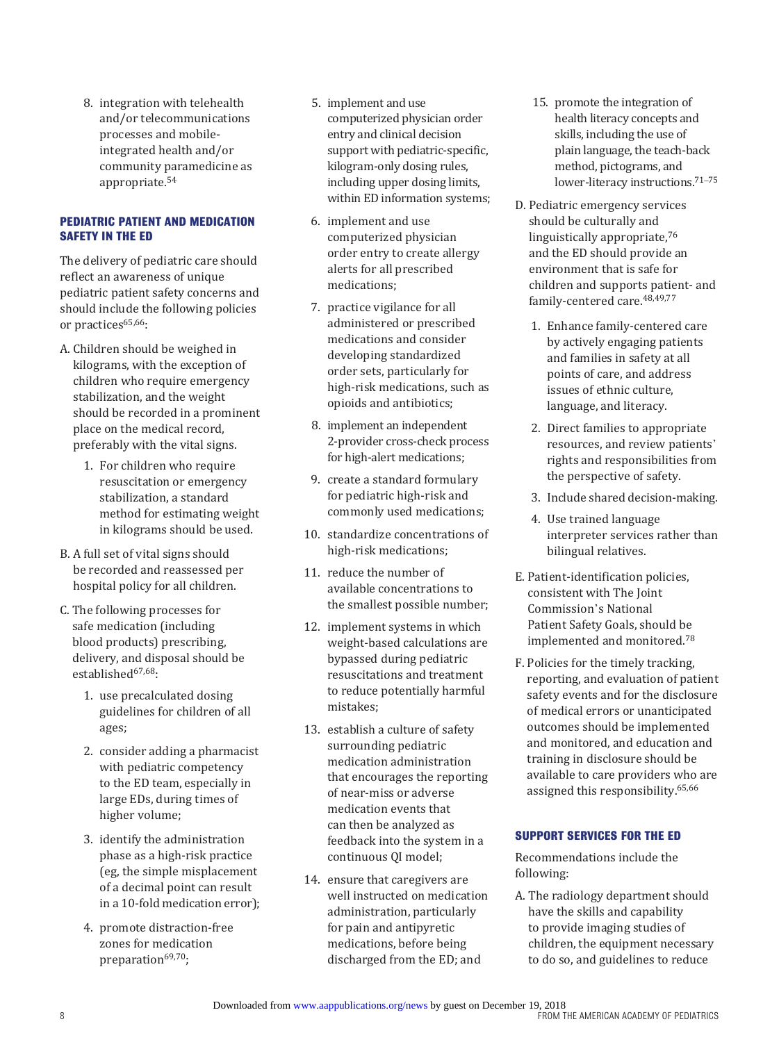8. integration with telehealth and/or telecommunications processes and mobile-integrated health and/or community paramedicine as appropriate.[54]

### PEDIATRIC PATIENT AND MEDICATION SAFETY IN THE ED

The delivery of pediatric care should reflect an awareness of unique pediatric patient safety concerns and should include the following policies or practices[65,66]:

A. Children should be weighed in kilograms, with the exception of children who require emergency stabilization, and the weight should be recorded in a prominent place on the medical record, preferably with the vital signs.

   1. For children who require resuscitation or emergency stabilization, a standard method for estimating weight in kilograms should be used.

B. A full set of vital signs should be recorded and reassessed per hospital policy for all children.

C. The following processes for safe medication (including blood products) prescribing, delivery, and disposal should be established[67,68]:

   1. use precalculated dosing guidelines for children of all ages;
   2. consider adding a pharmacist with pediatric competency to the ED team, especially in large EDs, during times of higher volume;
   3. identify the administration phase as a high-risk practice (eg, the simple misplacement of a decimal point can result in a 10-fold medication error);
   4. promote distraction-free zones for medication preparation[69,70];
   5. implement and use computerized physician order entry and clinical decision support with pediatric-specific, kilogram-only dosing rules, including upper dosing limits, within ED information systems;
   6. implement and use computerized physician order entry to create allergy alerts for all prescribed medications;
   7. practice vigilance for all administered or prescribed medications and consider developing standardized order sets, particularly for high-risk medications, such as opioids and antibiotics;
   8. implement an independent 2-provider cross-check process for high-alert medications;
   9. create a standard formulary for pediatric high-risk and commonly used medications;
   10. standardize concentrations of high-risk medications;
   11. reduce the number of available concentrations to the smallest possible number;
   12. implement systems in which weight-based calculations are bypassed during pediatric resuscitations and treatment to reduce potentially harmful mistakes;
   13. establish a culture of safety surrounding pediatric medication administration that encourages the reporting of near-miss or adverse medication events that can then be analyzed as feedback into the system in a continuous QI model;
   14. ensure that caregivers are well instructed on medication administration, particularly for pain and antipyretic medications, before being discharged from the ED; and
   15. promote the integration of health literacy concepts and skills, including the use of plain language, the teach-back method, pictograms, and lower-literacy instructions.[71–75]

D. Pediatric emergency services should be culturally and linguistically appropriate,[76] and the ED should provide an environment that is safe for children and supports patient- and family-centered care.[48,49,77]

   1. Enhance family-centered care by actively engaging patients and families in safety at all points of care, and address issues of ethnic culture, language, and literacy.
   2. Direct families to appropriate resources, and review patients' rights and responsibilities from the perspective of safety.
   3. Include shared decision-making.
   4. Use trained language interpreter services rather than bilingual relatives.

E. Patient-identification policies, consistent with The Joint Commission's National Patient Safety Goals, should be implemented and monitored.[78]

F. Policies for the timely tracking, reporting, and evaluation of patient safety events and for the disclosure of medical errors or unanticipated outcomes should be implemented and monitored, and education and training in disclosure should be available to care providers who are assigned this responsibility.[65,66]

### SUPPORT SERVICES FOR THE ED

Recommendations include the following:

A. The radiology department should have the skills and capability to provide imaging studies of children, the equipment necessary to do so, and guidelines to reduce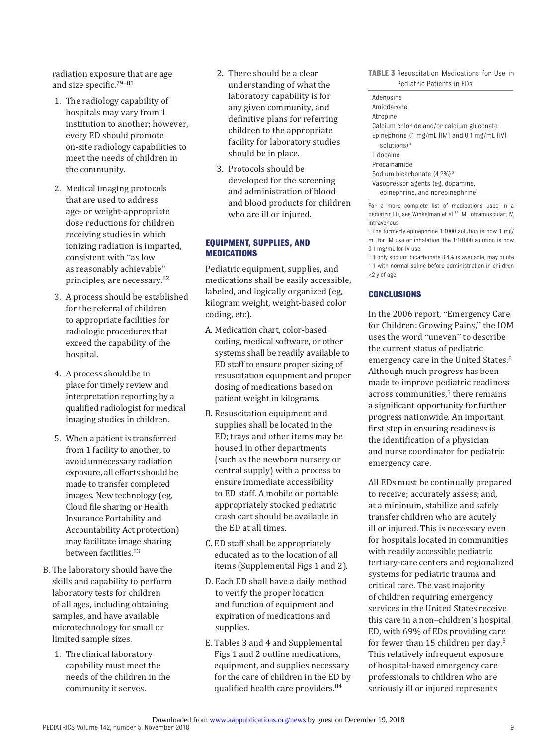radiation exposure that are age and size specific.[79–81]

1. The radiology capability of hospitals may vary from 1 institution to another; however, every ED should promote on-site radiology capabilities to meet the needs of children in the community.
2. Medical imaging protocols that are used to address age- or weight-appropriate dose reductions for children receiving studies in which ionizing radiation is imparted, consistent with "as low as reasonably achievable" principles, are necessary.[82]
3. A process should be established for the referral of children to appropriate facilities for radiologic procedures that exceed the capability of the hospital.
4. A process should be in place for timely review and interpretation reporting by a qualified radiologist for medical imaging studies in children.
5. When a patient is transferred from 1 facility to another, to avoid unnecessary radiation exposure, all efforts should be made to transfer completed images. New technology (eg, Cloud file sharing or Health Insurance Portability and Accountability Act protection) may facilitate image sharing between facilities.[83]

B. The laboratory should have the skills and capability to perform laboratory tests for children of all ages, including obtaining samples, and have available microtechnology for small or limited sample sizes.

1. The clinical laboratory capability must meet the needs of the children in the community it serves.
2. There should be a clear understanding of what the laboratory capability is for any given community, and definitive plans for referring children to the appropriate facility for laboratory studies should be in place.
3. Protocols should be developed for the screening and administration of blood and blood products for children who are ill or injured.

## EQUIPMENT, SUPPLIES, AND MEDICATIONS

Pediatric equipment, supplies, and medications shall be easily accessible, labeled, and logically organized (eg, kilogram weight, weight-based color coding, etc).

A. Medication chart, color-based coding, medical software, or other systems shall be readily available to ED staff to ensure proper sizing of resuscitation equipment and proper dosing of medications based on patient weight in kilograms.

B. Resuscitation equipment and supplies shall be located in the ED; trays and other items may be housed in other departments (such as the newborn nursery or central supply) with a process to ensure immediate accessibility to ED staff. A mobile or portable appropriately stocked pediatric crash cart should be available in the ED at all times.

C. ED staff shall be appropriately educated as to the location of all items (Supplemental Figs 1 and 2).

D. Each ED shall have a daily method to verify the proper location and function of equipment and expiration of medications and supplies.

E. Tables 3 and 4 and Supplemental Figs 1 and 2 outline medications, equipment, and supplies necessary for the care of children in the ED by qualified health care providers.[84]

**TABLE 3** Resuscitation Medications for Use in Pediatric Patients in EDs

| |
|---|
| Adenosine |
| Amiodarone |
| Atropine |
| Calcium chloride and/or calcium gluconate |
| Epinephrine (1 mg/mL [IM] and 0.1 mg/mL [IV] solutions)[a] |
| Lidocaine |
| Procainamide |
| Sodium bicarbonate (4.2%)[b] |
| Vasopressor agents (eg, dopamine, epinephrine, and norepinephrine) |

For a more complete list of medications used in a pediatric ED, see Winkelman et al.[75] IM, intramuscular; IV, intravenous.

[a] The formerly epinephrine 1:1000 solution is now 1 mg/mL for IM use or inhalation; the 1:10 000 solution is now 0.1 mg/mL for IV use.

[b] If only sodium bicarbonate 8.4% is available, may dilute 1:1 with normal saline before administration in children <2 y of age.

## CONCLUSIONS

In the 2006 report, "Emergency Care for Children: Growing Pains," the IOM uses the word "uneven" to describe the current status of pediatric emergency care in the United States.[8] Although much progress has been made to improve pediatric readiness across communities,[5] there remains a significant opportunity for further progress nationwide. An important first step in ensuring readiness is the identification of a physician and nurse coordinator for pediatric emergency care.

All EDs must be continually prepared to receive; accurately assess; and, at a minimum, stabilize and safely transfer children who are acutely ill or injured. This is necessary even for hospitals located in communities with readily accessible pediatric tertiary-care centers and regionalized systems for pediatric trauma and critical care. The vast majority of children requiring emergency services in the United States receive this care in a non–children's hospital ED, with 69% of EDs providing care for fewer than 15 children per day.[5] This relatively infrequent exposure of hospital-based emergency care professionals to children who are seriously ill or injured represents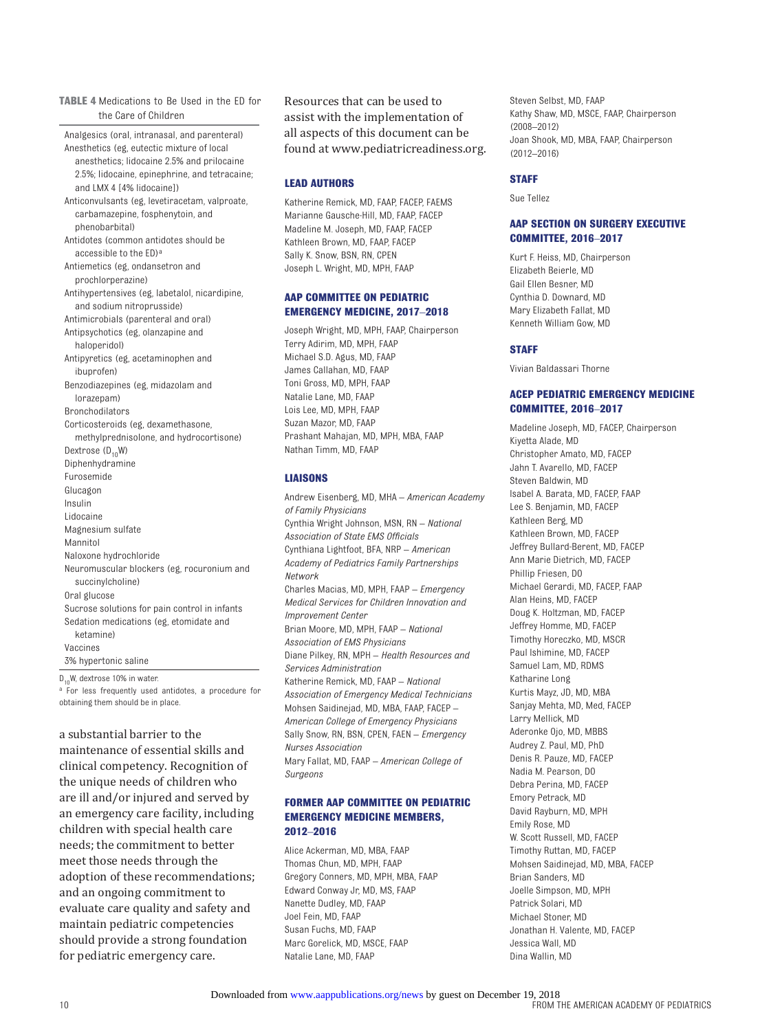**TABLE 4** Medications to Be Used in the ED for the Care of Children

| |
|---|
| Analgesics (oral, intranasal, and parenteral) |
| Anesthetics (eg, eutectic mixture of local anesthetics; lidocaine 2.5% and prilocaine 2.5%; lidocaine, epinephrine, and tetracaine; and LMX 4 [4% lidocaine]) |
| Anticonvulsants (eg, levetiracetam, valproate, carbamazepine, fosphenytoin, and phenobarbital) |
| Antidotes (common antidotes should be accessible to the ED)[a] |
| Antiemetics (eg, ondansetron and prochlorperazine) |
| Antihypertensives (eg, labetalol, nicardipine, and sodium nitroprusside) |
| Antimicrobials (parenteral and oral) |
| Antipsychotics (eg, olanzapine and haloperidol) |
| Antipyretics (eg, acetaminophen and ibuprofen) |
| Benzodiazepines (eg, midazolam and lorazepam) |
| Bronchodilators |
| Corticosteroids (eg, dexamethasone, methylprednisolone, and hydrocortisone) |
| Dextrose ($D_{10}W$) |
| Diphenhydramine |
| Furosemide |
| Glucagon |
| Insulin |
| Lidocaine |
| Magnesium sulfate |
| Mannitol |
| Naloxone hydrochloride |
| Neuromuscular blockers (eg, rocuronium and succinylcholine) |
| Oral glucose |
| Sucrose solutions for pain control in infants |
| Sedation medications (eg, etomidate and ketamine) |
| Vaccines |
| 3% hypertonic saline |

$D_{10}W$, dextrose 10% in water.
[a] For less frequently used antidotes, a procedure for obtaining them should be in place.

a substantial barrier to the maintenance of essential skills and clinical competency. Recognition of the unique needs of children who are ill and/or injured and served by an emergency care facility, including children with special health care needs; the commitment to better meet those needs through the adoption of these recommendations; and an ongoing commitment to evaluate care quality and safety and maintain pediatric competencies should provide a strong foundation for pediatric emergency care.

Resources that can be used to assist with the implementation of all aspects of this document can be found at www.pediatricreadiness.org.

### LEAD AUTHORS

Katherine Remick, MD, FAAP, FACEP, FAEMS
Marianne Gausche-Hill, MD, FAAP, FACEP
Madeline M. Joseph, MD, FAAP, FACEP
Kathleen Brown, MD, FAAP, FACEP
Sally K. Snow, BSN, RN, CPEN
Joseph L. Wright, MD, MPH, FAAP

### AAP COMMITTEE ON PEDIATRIC EMERGENCY MEDICINE, 2017–2018

Joseph Wright, MD, MPH, FAAP, Chairperson
Terry Adirim, MD, MPH, FAAP
Michael S.D. Agus, MD, FAAP
James Callahan, MD, FAAP
Toni Gross, MD, MPH, FAAP
Natalie Lane, MD, FAAP
Lois Lee, MD, MPH, FAAP
Suzan Mazor, MD, FAAP
Prashant Mahajan, MD, MPH, MBA, FAAP
Nathan Timm, MD, FAAP

### LIAISONS

Andrew Eisenberg, MD, MHA – *American Academy of Family Physicians*
Cynthia Wright Johnson, MSN, RN – *National Association of State EMS Officials*
Cynthiana Lightfoot, BFA, NRP – *American Academy of Pediatrics Family Partnerships Network*
Charles Macias, MD, MPH, FAAP – *Emergency Medical Services for Children Innovation and Improvement Center*
Brian Moore, MD, MPH, FAAP – *National Association of EMS Physicians*
Diane Pilkey, RN, MPH – *Health Resources and Services Administration*
Katherine Remick, MD, FAAP – *National Association of Emergency Medical Technicians*
Mohsen Saidinejad, MD, MBA, FAAP, FACEP – *American College of Emergency Physicians*
Sally Snow, RN, BSN, CPEN, FAEN – *Emergency Nurses Association*
Mary Fallat, MD, FAAP – *American College of Surgeons*

### FORMER AAP COMMITTEE ON PEDIATRIC EMERGENCY MEDICINE MEMBERS, 2012–2016

Alice Ackerman, MD, MBA, FAAP
Thomas Chun, MD, MPH, FAAP
Gregory Conners, MD, MPH, MBA, FAAP
Edward Conway Jr, MD, MS, FAAP
Nanette Dudley, MD, FAAP
Joel Fein, MD, FAAP
Susan Fuchs, MD, FAAP
Marc Gorelick, MD, MSCE, FAAP
Natalie Lane, MD, FAAP
Steven Selbst, MD, FAAP
Kathy Shaw, MD, MSCE, FAAP, Chairperson (2008–2012)
Joan Shook, MD, MBA, FAAP, Chairperson (2012–2016)

### STAFF

Sue Tellez

### AAP SECTION ON SURGERY EXECUTIVE COMMITTEE, 2016–2017

Kurt F. Heiss, MD, Chairperson
Elizabeth Beierle, MD
Gail Ellen Besner, MD
Cynthia D. Downard, MD
Mary Elizabeth Fallat, MD
Kenneth William Gow, MD

### STAFF

Vivian Baldassari Thorne

### ACEP PEDIATRIC EMERGENCY MEDICINE COMMITTEE, 2016–2017

Madeline Joseph, MD, FACEP, Chairperson
Kiyetta Alade, MD
Christopher Amato, MD, FACEP
Jahn T. Avarello, MD, FACEP
Steven Baldwin, MD
Isabel A. Barata, MD, FACEP, FAAP
Lee S. Benjamin, MD, FACEP
Kathleen Berg, MD
Kathleen Brown, MD, FACEP
Jeffrey Bullard-Berent, MD, FACEP
Ann Marie Dietrich, MD, FACEP
Phillip Friesen, DO
Michael Gerardi, MD, FACEP, FAAP
Alan Heins, MD, FACEP
Doug K. Holtzman, MD, FACEP
Jeffrey Homme, MD, FACEP
Timothy Horeczko, MD, MSCR
Paul Ishimine, MD, FACEP
Samuel Lam, MD, RDMS
Katharine Long
Kurtis Mayz, JD, MD, MBA
Sanjay Mehta, MD, Med, FACEP
Larry Mellick, MD
Aderonke Ojo, MD, MBBS
Audrey Z. Paul, MD, PhD
Denis R. Pauze, MD, FACEP
Nadia M. Pearson, DO
Debra Perina, MD, FACEP
Emory Petrack, MD
David Rayburn, MD, MPH
Emily Rose, MD
W. Scott Russell, MD, FACEP
Timothy Ruttan, MD, FACEP
Mohsen Saidinejad, MD, MBA, FACEP
Brian Sanders, MD
Joelle Simpson, MD, MPH
Patrick Solari, MD
Michael Stoner, MD
Jonathan H. Valente, MD, FACEP
Jessica Wall, MD
Dina Wallin, MD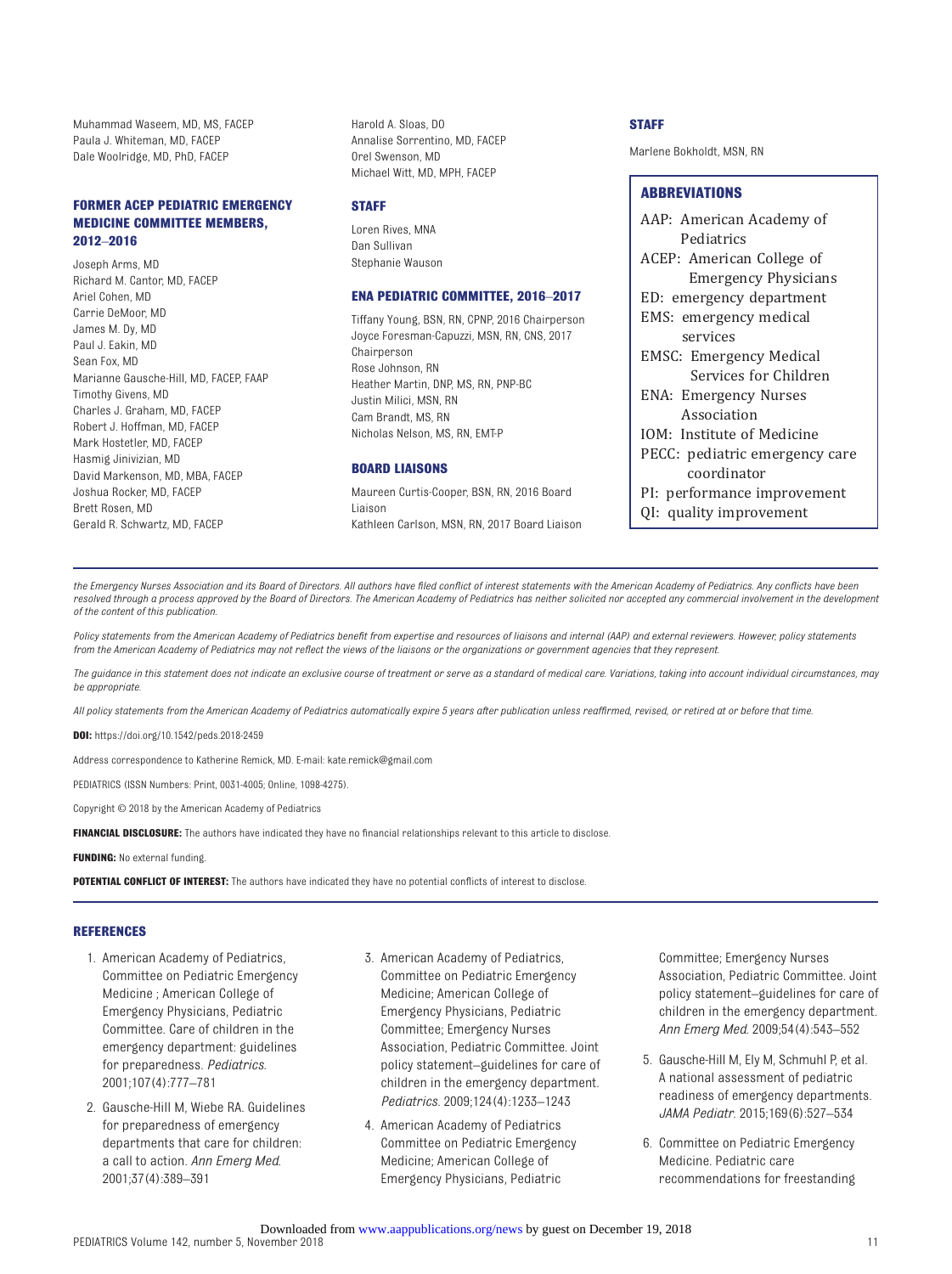Muhammad Waseem, MD, MS, FACEP
Paula J. Whiteman, MD, FACEP
Dale Woolridge, MD, PhD, FACEP

### FORMER ACEP PEDIATRIC EMERGENCY MEDICINE COMMITTEE MEMBERS, 2012–2016

Joseph Arms, MD
Richard M. Cantor, MD, FACEP
Ariel Cohen, MD
Carrie DeMoor, MD
James M. Dy, MD
Paul J. Eakin, MD
Sean Fox, MD
Marianne Gausche-Hill, MD, FACEP, FAAP
Timothy Givens, MD
Charles J. Graham, MD, FACEP
Robert J. Hoffman, MD, FACEP
Mark Hostetler, MD, FACEP
Hasmig Jinivizian, MD
David Markenson, MD, MBA, FACEP
Joshua Rocker, MD, FACEP
Brett Rosen, MD
Gerald R. Schwartz, MD, FACEP
Harold A. Sloas, DO
Annalise Sorrentino, MD, FACEP
Orel Swenson, MD
Michael Witt, MD, MPH, FACEP

### STAFF

Loren Rives, MNA
Dan Sullivan
Stephanie Wauson

### ENA PEDIATRIC COMMITTEE, 2016–2017

Tiffany Young, BSN, RN, CPNP, 2016 Chairperson
Joyce Foresman-Capuzzi, MSN, RN, CNS, 2017 Chairperson
Rose Johnson, RN
Heather Martin, DNP, MS, RN, PNP-BC
Justin Milici, MSN, RN
Cam Brandt, MS, RN
Nicholas Nelson, MS, RN, EMT-P

### BOARD LIAISONS

Maureen Curtis-Cooper, BSN, RN, 2016 Board Liaison
Kathleen Carlson, MSN, RN, 2017 Board Liaison

### STAFF

Marlene Bokholdt, MSN, RN

### ABBREVIATIONS

AAP: American Academy of Pediatrics
ACEP: American College of Emergency Physicians
ED: emergency department
EMS: emergency medical services
EMSC: Emergency Medical Services for Children
ENA: Emergency Nurses Association
IOM: Institute of Medicine
PECC: pediatric emergency care coordinator
PI: performance improvement
QI: quality improvement

*the Emergency Nurses Association and its Board of Directors. All authors have filed conflict of interest statements with the American Academy of Pediatrics. Any conflicts have been resolved through a process approved by the Board of Directors. The American Academy of Pediatrics has neither solicited nor accepted any commercial involvement in the development of the content of this publication.*

*Policy statements from the American Academy of Pediatrics benefit from expertise and resources of liaisons and internal (AAP) and external reviewers. However, policy statements from the American Academy of Pediatrics may not reflect the views of the liaisons or the organizations or government agencies that they represent.*

*The guidance in this statement does not indicate an exclusive course of treatment or serve as a standard of medical care. Variations, taking into account individual circumstances, may be appropriate.*

*All policy statements from the American Academy of Pediatrics automatically expire 5 years after publication unless reaffirmed, revised, or retired at or before that time.*

**DOI:** https://doi.org/10.1542/peds.2018-2459

Address correspondence to Katherine Remick, MD. E-mail: kate.remick@gmail.com

PEDIATRICS (ISSN Numbers: Print, 0031-4005; Online, 1098-4275).

Copyright © 2018 by the American Academy of Pediatrics

**FINANCIAL DISCLOSURE:** The authors have indicated they have no financial relationships relevant to this article to disclose.

**FUNDING:** No external funding.

**POTENTIAL CONFLICT OF INTEREST:** The authors have indicated they have no potential conflicts of interest to disclose.

## REFERENCES

1. American Academy of Pediatrics, Committee on Pediatric Emergency Medicine ; American College of Emergency Physicians, Pediatric Committee. Care of children in the emergency department: guidelines for preparedness. *Pediatrics*. 2001;107(4):777–781
2. Gausche-Hill M, Wiebe RA. Guidelines for preparedness of emergency departments that care for children: a call to action. *Ann Emerg Med*. 2001;37(4):389–391
3. American Academy of Pediatrics, Committee on Pediatric Emergency Medicine; American College of Emergency Physicians, Pediatric Committee; Emergency Nurses Association, Pediatric Committee. Joint policy statement–guidelines for care of children in the emergency department. *Pediatrics*. 2009;124(4):1233–1243
4. American Academy of Pediatrics Committee on Pediatric Emergency Medicine; American College of Emergency Physicians, Pediatric Committee; Emergency Nurses Association, Pediatric Committee. Joint policy statement–guidelines for care of children in the emergency department. *Ann Emerg Med*. 2009;54(4):543–552
5. Gausche-Hill M, Ely M, Schmuhl P, et al. A national assessment of pediatric readiness of emergency departments. *JAMA Pediatr*. 2015;169(6):527–534
6. Committee on Pediatric Emergency Medicine. Pediatric care recommendations for freestanding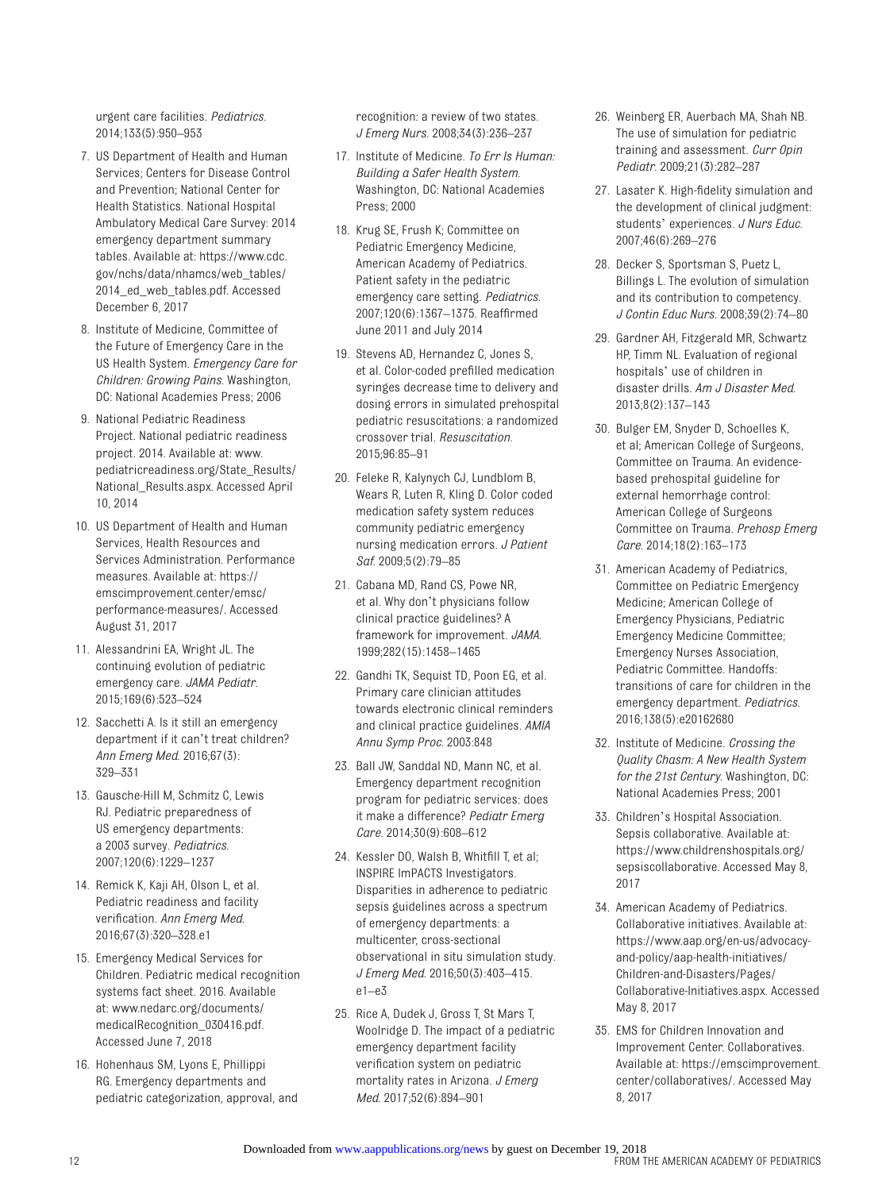urgent care facilities. *Pediatrics*. 2014;133(5):950–953

7. US Department of Health and Human Services; Centers for Disease Control and Prevention; National Center for Health Statistics. National Hospital Ambulatory Medical Care Survey: 2014 emergency department summary tables. Available at: https://www.cdc.gov/nchs/data/nhamcs/web_tables/2014_ed_web_tables.pdf. Accessed December 6, 2017
8. Institute of Medicine, Committee of the Future of Emergency Care in the US Health System. *Emergency Care for Children: Growing Pains*. Washington, DC: National Academies Press; 2006
9. National Pediatric Readiness Project. National pediatric readiness project. 2014. Available at: www.pediatricreadiness.org/State_Results/National_Results.aspx. Accessed April 10, 2014
10. US Department of Health and Human Services, Health Resources and Services Administration. Performance measures. Available at: https://emscimprovement.center/emsc/performance-measures/. Accessed August 31, 2017
11. Alessandrini EA, Wright JL. The continuing evolution of pediatric emergency care. *JAMA Pediatr*. 2015;169(6):523–524
12. Sacchetti A. Is it still an emergency department if it can't treat children? *Ann Emerg Med*. 2016;67(3):329–331
13. Gausche-Hill M, Schmitz C, Lewis RJ. Pediatric preparedness of US emergency departments: a 2003 survey. *Pediatrics*. 2007;120(6):1229–1237
14. Remick K, Kaji AH, Olson L, et al. Pediatric readiness and facility verification. *Ann Emerg Med*. 2016;67(3):320–328.e1
15. Emergency Medical Services for Children. Pediatric medical recognition systems fact sheet. 2016. Available at: www.nedarc.org/documents/medicalRecognition_030416.pdf. Accessed June 7, 2018
16. Hohenhaus SM, Lyons E, Phillippi RG. Emergency departments and pediatric categorization, approval, and recognition: a review of two states. *J Emerg Nurs*. 2008;34(3):236–237
17. Institute of Medicine. *To Err Is Human: Building a Safer Health System*. Washington, DC: National Academies Press; 2000
18. Krug SE, Frush K; Committee on Pediatric Emergency Medicine, American Academy of Pediatrics. Patient safety in the pediatric emergency care setting. *Pediatrics*. 2007;120(6):1367–1375. Reaffirmed June 2011 and July 2014
19. Stevens AD, Hernandez C, Jones S, et al. Color-coded prefilled medication syringes decrease time to delivery and dosing errors in simulated prehospital pediatric resuscitations: a randomized crossover trial. *Resuscitation*. 2015;96:85–91
20. Feleke R, Kalynych CJ, Lundblom B, Wears R, Luten R, Kling D. Color coded medication safety system reduces community pediatric emergency nursing medication errors. *J Patient Saf*. 2009;5(2):79–85
21. Cabana MD, Rand CS, Powe NR, et al. Why don't physicians follow clinical practice guidelines? A framework for improvement. *JAMA*. 1999;282(15):1458–1465
22. Gandhi TK, Sequist TD, Poon EG, et al. Primary care clinician attitudes towards electronic clinical reminders and clinical practice guidelines. *AMIA Annu Symp Proc*. 2003:848
23. Ball JW, Sanddal ND, Mann NC, et al. Emergency department recognition program for pediatric services: does it make a difference? *Pediatr Emerg Care*. 2014;30(9):608–612
24. Kessler DO, Walsh B, Whitfill T, et al; INSPIRE ImPACTS Investigators. Disparities in adherence to pediatric sepsis guidelines across a spectrum of emergency departments: a multicenter, cross-sectional observational in situ simulation study. *J Emerg Med*. 2016;50(3):403–415.e1–e3
25. Rice A, Dudek J, Gross T, St Mars T, Woolridge D. The impact of a pediatric emergency department facility verification system on pediatric mortality rates in Arizona. *J Emerg Med*. 2017;52(6):894–901
26. Weinberg ER, Auerbach MA, Shah NB. The use of simulation for pediatric training and assessment. *Curr Opin Pediatr*. 2009;21(3):282–287
27. Lasater K. High-fidelity simulation and the development of clinical judgment: students' experiences. *J Nurs Educ*. 2007;46(6):269–276
28. Decker S, Sportsman S, Puetz L, Billings L. The evolution of simulation and its contribution to competency. *J Contin Educ Nurs*. 2008;39(2):74–80
29. Gardner AH, Fitzgerald MR, Schwartz HP, Timm NL. Evaluation of regional hospitals' use of children in disaster drills. *Am J Disaster Med*. 2013;8(2):137–143
30. Bulger EM, Snyder D, Schoelles K, et al; American College of Surgeons, Committee on Trauma. An evidence-based prehospital guideline for external hemorrhage control: American College of Surgeons Committee on Trauma. *Prehosp Emerg Care*. 2014;18(2):163–173
31. American Academy of Pediatrics, Committee on Pediatric Emergency Medicine; American College of Emergency Physicians, Pediatric Emergency Medicine Committee; Emergency Nurses Association, Pediatric Committee. Handoffs: transitions of care for children in the emergency department. *Pediatrics*. 2016;138(5):e20162680
32. Institute of Medicine. *Crossing the Quality Chasm: A New Health System for the 21st Century*. Washington, DC: National Academies Press; 2001
33. Children's Hospital Association. Sepsis collaborative. Available at: https://www.childrenshospitals.org/sepsiscollaborative. Accessed May 8, 2017
34. American Academy of Pediatrics. Collaborative initiatives. Available at: https://www.aap.org/en-us/advocacy-and-policy/aap-health-initiatives/Children-and-Disasters/Pages/Collaborative-Initiatives.aspx. Accessed May 8, 2017
35. EMS for Children Innovation and Improvement Center. Collaboratives. Available at: https://emscimprovement.center/collaboratives/. Accessed May 8, 2017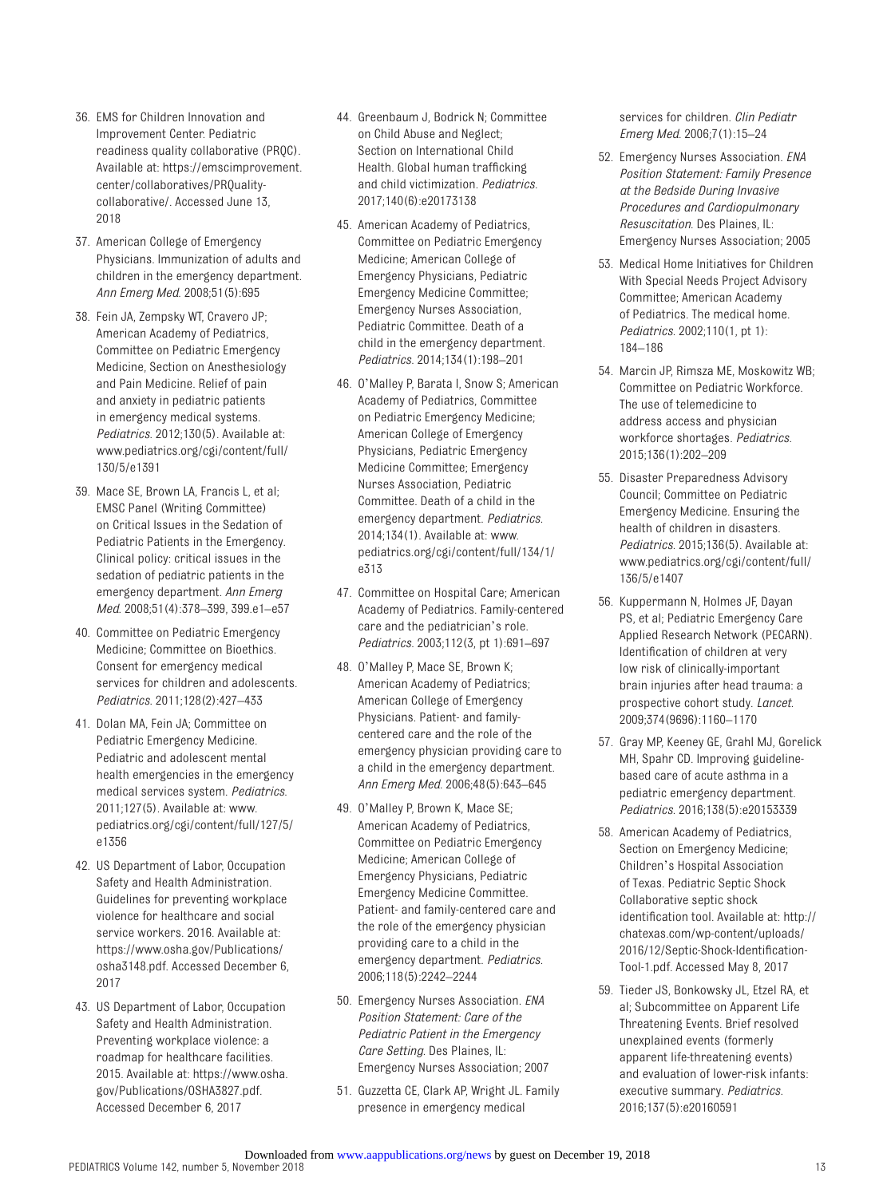36. EMS for Children Innovation and Improvement Center. Pediatric readiness quality collaborative (PRQC). Available at: https://emscimprovement.center/collaboratives/PRQuality-collaborative/. Accessed June 13, 2018

37. American College of Emergency Physicians. Immunization of adults and children in the emergency department. *Ann Emerg Med*. 2008;51(5):695

38. Fein JA, Zempsky WT, Cravero JP; American Academy of Pediatrics, Committee on Pediatric Emergency Medicine, Section on Anesthesiology and Pain Medicine. Relief of pain and anxiety in pediatric patients in emergency medical systems. *Pediatrics*. 2012;130(5). Available at: www.pediatrics.org/cgi/content/full/130/5/e1391

39. Mace SE, Brown LA, Francis L, et al; EMSC Panel (Writing Committee) on Critical Issues in the Sedation of Pediatric Patients in the Emergency. Clinical policy: critical issues in the sedation of pediatric patients in the emergency department. *Ann Emerg Med*. 2008;51(4):378–399, 399.e1–e57

40. Committee on Pediatric Emergency Medicine; Committee on Bioethics. Consent for emergency medical services for children and adolescents. *Pediatrics*. 2011;128(2):427–433

41. Dolan MA, Fein JA; Committee on Pediatric Emergency Medicine. Pediatric and adolescent mental health emergencies in the emergency medical services system. *Pediatrics*. 2011;127(5). Available at: www.pediatrics.org/cgi/content/full/127/5/e1356

42. US Department of Labor, Occupation Safety and Health Administration. Guidelines for preventing workplace violence for healthcare and social service workers. 2016. Available at: https://www.osha.gov/Publications/osha3148.pdf. Accessed December 6, 2017

43. US Department of Labor, Occupation Safety and Health Administration. Preventing workplace violence: a roadmap for healthcare facilities. 2015. Available at: https://www.osha.gov/Publications/OSHA3827.pdf. Accessed December 6, 2017

44. Greenbaum J, Bodrick N; Committee on Child Abuse and Neglect; Section on International Child Health. Global human trafficking and child victimization. *Pediatrics*. 2017;140(6):e20173138

45. American Academy of Pediatrics, Committee on Pediatric Emergency Medicine; American College of Emergency Physicians, Pediatric Emergency Medicine Committee; Emergency Nurses Association, Pediatric Committee. Death of a child in the emergency department. *Pediatrics*. 2014;134(1):198–201

46. O'Malley P, Barata I, Snow S; American Academy of Pediatrics, Committee on Pediatric Emergency Medicine; American College of Emergency Physicians, Pediatric Emergency Medicine Committee; Emergency Nurses Association, Pediatric Committee. Death of a child in the emergency department. *Pediatrics*. 2014;134(1). Available at: www.pediatrics.org/cgi/content/full/134/1/e313

47. Committee on Hospital Care; American Academy of Pediatrics. Family-centered care and the pediatrician's role. *Pediatrics*. 2003;112(3, pt 1):691–697

48. O'Malley P, Mace SE, Brown K; American Academy of Pediatrics; American College of Emergency Physicians. Patient- and family-centered care and the role of the emergency physician providing care to a child in the emergency department. *Ann Emerg Med*. 2006;48(5):643–645

49. O'Malley P, Brown K, Mace SE; American Academy of Pediatrics, Committee on Pediatric Emergency Medicine; American College of Emergency Physicians, Pediatric Emergency Medicine Committee. Patient- and family-centered care and the role of the emergency physician providing care to a child in the emergency department. *Pediatrics*. 2006;118(5):2242–2244

50. Emergency Nurses Association. *ENA Position Statement: Care of the Pediatric Patient in the Emergency Care Setting*. Des Plaines, IL: Emergency Nurses Association; 2007

51. Guzzetta CE, Clark AP, Wright JL. Family presence in emergency medical services for children. *Clin Pediatr Emerg Med*. 2006;7(1):15–24

52. Emergency Nurses Association. *ENA Position Statement: Family Presence at the Bedside During Invasive Procedures and Cardiopulmonary Resuscitation*. Des Plaines, IL: Emergency Nurses Association; 2005

53. Medical Home Initiatives for Children With Special Needs Project Advisory Committee; American Academy of Pediatrics. The medical home. *Pediatrics*. 2002;110(1, pt 1):184–186

54. Marcin JP, Rimsza ME, Moskowitz WB; Committee on Pediatric Workforce. The use of telemedicine to address access and physician workforce shortages. *Pediatrics*. 2015;136(1):202–209

55. Disaster Preparedness Advisory Council; Committee on Pediatric Emergency Medicine. Ensuring the health of children in disasters. *Pediatrics*. 2015;136(5). Available at: www.pediatrics.org/cgi/content/full/136/5/e1407

56. Kuppermann N, Holmes JF, Dayan PS, et al; Pediatric Emergency Care Applied Research Network (PECARN). Identification of children at very low risk of clinically-important brain injuries after head trauma: a prospective cohort study. *Lancet*. 2009;374(9696):1160–1170

57. Gray MP, Keeney GE, Grahl MJ, Gorelick MH, Spahr CD. Improving guideline-based care of acute asthma in a pediatric emergency department. *Pediatrics*. 2016;138(5):e20153339

58. American Academy of Pediatrics, Section on Emergency Medicine; Children's Hospital Association of Texas. Pediatric Septic Shock Collaborative septic shock identification tool. Available at: http://chatexas.com/wp-content/uploads/2016/12/Septic-Shock-Identification-Tool-1.pdf. Accessed May 8, 2017

59. Tieder JS, Bonkowsky JL, Etzel RA, et al; Subcommittee on Apparent Life Threatening Events. Brief resolved unexplained events (formerly apparent life-threatening events) and evaluation of lower-risk infants: executive summary. *Pediatrics*. 2016;137(5):e20160591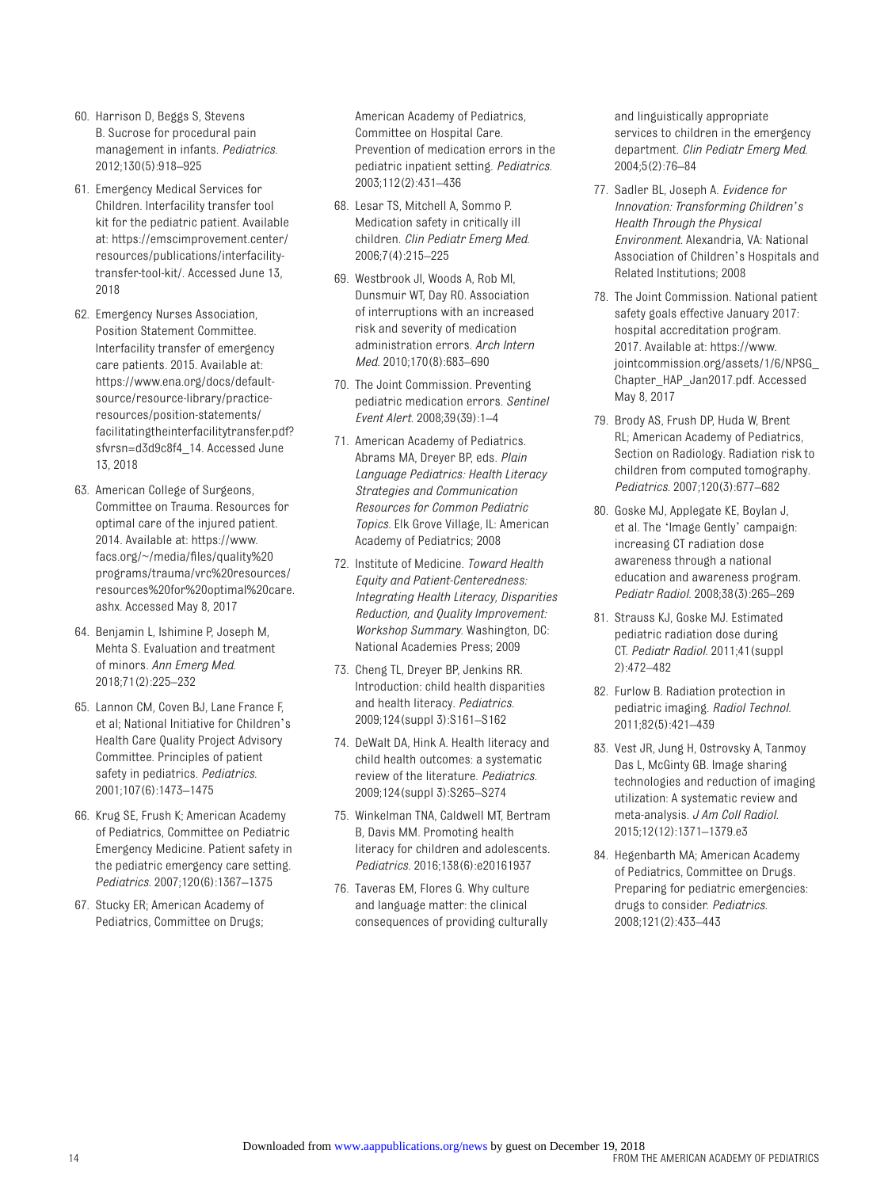60. Harrison D, Beggs S, Stevens B. Sucrose for procedural pain management in infants. *Pediatrics*. 2012;130(5):918–925

61. Emergency Medical Services for Children. Interfacility transfer tool kit for the pediatric patient. Available at: https://emscimprovement.center/resources/publications/interfacility-transfer-tool-kit/. Accessed June 13, 2018

62. Emergency Nurses Association, Position Statement Committee. Interfacility transfer of emergency care patients. 2015. Available at: https://www.ena.org/docs/default-source/resource-library/practice-resources/position-statements/facilitatingtheinterfacilitytransfer.pdf?sfvrsn=d3d9c8f4_14. Accessed June 13, 2018

63. American College of Surgeons, Committee on Trauma. Resources for optimal care of the injured patient. 2014. Available at: https://www.facs.org/~/media/files/quality%20programs/trauma/vrc%20resources/resources%20for%20optimal%20care.ashx. Accessed May 8, 2017

64. Benjamin L, Ishimine P, Joseph M, Mehta S. Evaluation and treatment of minors. *Ann Emerg Med*. 2018;71(2):225–232

65. Lannon CM, Coven BJ, Lane France F, et al; National Initiative for Children's Health Care Quality Project Advisory Committee. Principles of patient safety in pediatrics. *Pediatrics*. 2001;107(6):1473–1475

66. Krug SE, Frush K; American Academy of Pediatrics, Committee on Pediatric Emergency Medicine. Patient safety in the pediatric emergency care setting. *Pediatrics*. 2007;120(6):1367–1375

67. Stucky ER; American Academy of Pediatrics, Committee on Drugs; American Academy of Pediatrics, Committee on Hospital Care. Prevention of medication errors in the pediatric inpatient setting. *Pediatrics*. 2003;112(2):431–436

68. Lesar TS, Mitchell A, Sommo P. Medication safety in critically ill children. *Clin Pediatr Emerg Med*. 2006;7(4):215–225

69. Westbrook JI, Woods A, Rob MI, Dunsmuir WT, Day RO. Association of interruptions with an increased risk and severity of medication administration errors. *Arch Intern Med*. 2010;170(8):683–690

70. The Joint Commission. Preventing pediatric medication errors. *Sentinel Event Alert*. 2008;39(39):1–4

71. American Academy of Pediatrics. Abrams MA, Dreyer BP, eds. *Plain Language Pediatrics: Health Literacy Strategies and Communication Resources for Common Pediatric Topics*. Elk Grove Village, IL: American Academy of Pediatrics; 2008

72. Institute of Medicine. *Toward Health Equity and Patient-Centeredness: Integrating Health Literacy, Disparities Reduction, and Quality Improvement: Workshop Summary*. Washington, DC: National Academies Press; 2009

73. Cheng TL, Dreyer BP, Jenkins RR. Introduction: child health disparities and health literacy. *Pediatrics*. 2009;124(suppl 3):S161–S162

74. DeWalt DA, Hink A. Health literacy and child health outcomes: a systematic review of the literature. *Pediatrics*. 2009;124(suppl 3):S265–S274

75. Winkelman TNA, Caldwell MT, Bertram B, Davis MM. Promoting health literacy for children and adolescents. *Pediatrics*. 2016;138(6):e20161937

76. Taveras EM, Flores G. Why culture and language matter: the clinical consequences of providing culturally and linguistically appropriate services to children in the emergency department. *Clin Pediatr Emerg Med*. 2004;5(2):76–84

77. Sadler BL, Joseph A. *Evidence for Innovation: Transforming Children's Health Through the Physical Environment*. Alexandria, VA: National Association of Children's Hospitals and Related Institutions; 2008

78. The Joint Commission. National patient safety goals effective January 2017: hospital accreditation program. 2017. Available at: https://www.jointcommission.org/assets/1/6/NPSG_Chapter_HAP_Jan2017.pdf. Accessed May 8, 2017

79. Brody AS, Frush DP, Huda W, Brent RL; American Academy of Pediatrics, Section on Radiology. Radiation risk to children from computed tomography. *Pediatrics*. 2007;120(3):677–682

80. Goske MJ, Applegate KE, Boylan J, et al. The 'Image Gently' campaign: increasing CT radiation dose awareness through a national education and awareness program. *Pediatr Radiol*. 2008;38(3):265–269

81. Strauss KJ, Goske MJ. Estimated pediatric radiation dose during CT. *Pediatr Radiol*. 2011;41(suppl 2):472–482

82. Furlow B. Radiation protection in pediatric imaging. *Radiol Technol*. 2011;82(5):421–439

83. Vest JR, Jung H, Ostrovsky A, Tanmoy Das L, McGinty GB. Image sharing technologies and reduction of imaging utilization: A systematic review and meta-analysis. *J Am Coll Radiol*. 2015;12(12):1371–1379.e3

84. Hegenbarth MA; American Academy of Pediatrics, Committee on Drugs. Preparing for pediatric emergencies: drugs to consider. *Pediatrics*. 2008;121(2):433–443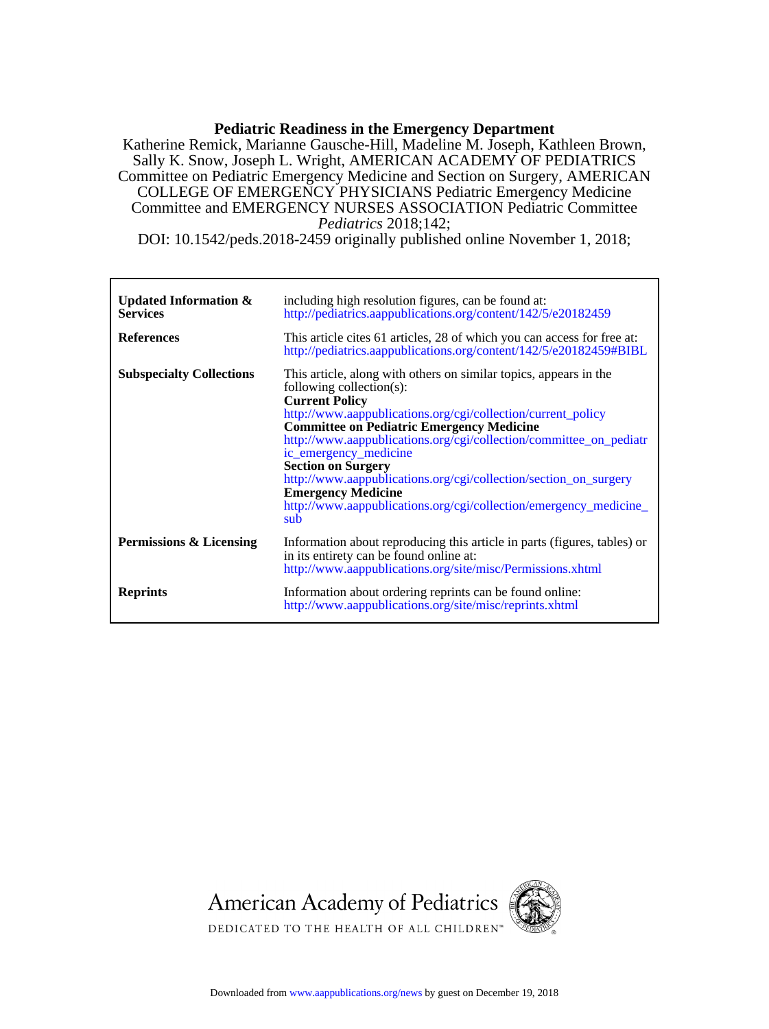**Pediatric Readiness in the Emergency Department**

Katherine Remick, Marianne Gausche-Hill, Madeline M. Joseph, Kathleen Brown, Sally K. Snow, Joseph L. Wright, AMERICAN ACADEMY OF PEDIATRICS Committee on Pediatric Emergency Medicine and Section on Surgery, AMERICAN COLLEGE OF EMERGENCY PHYSICIANS Pediatric Emergency Medicine Committee and EMERGENCY NURSES ASSOCIATION Pediatric Committee

*Pediatrics* 2018;142;

DOI: 10.1542/peds.2018-2459 originally published online November 1, 2018;

| | |
|---|---|
| **Updated Information & Services** | including high resolution figures, can be found at: http://pediatrics.aappublications.org/content/142/5/e20182459 |
| **References** | This article cites 61 articles, 28 of which you can access for free at: http://pediatrics.aappublications.org/content/142/5/e20182459#BIBL |
| **Subspecialty Collections** | This article, along with others on similar topics, appears in the following collection(s): **Current Policy** http://www.aappublications.org/cgi/collection/current_policy **Committee on Pediatric Emergency Medicine** http://www.aappublications.org/cgi/collection/committee_on_pediatric_emergency_medicine **Section on Surgery** http://www.aappublications.org/cgi/collection/section_on_surgery **Emergency Medicine** http://www.aappublications.org/cgi/collection/emergency_medicine_sub |
| **Permissions & Licensing** | Information about reproducing this article in parts (figures, tables) or in its entirety can be found online at: http://www.aappublications.org/site/misc/Permissions.xhtml |
| **Reprints** | Information about ordering reprints can be found online: http://www.aappublications.org/site/misc/reprints.xhtml |

American Academy of Pediatrics

DEDICATED TO THE HEALTH OF ALL CHILDREN™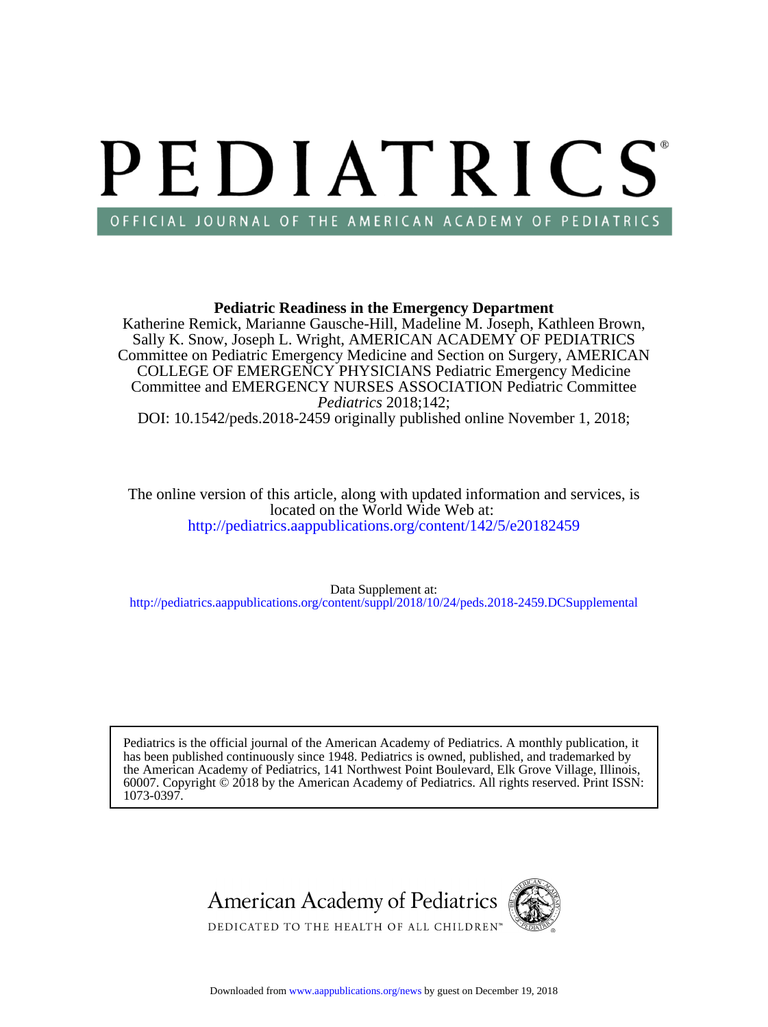# PEDIATRICS

OFFICIAL JOURNAL OF THE AMERICAN ACADEMY OF PEDIATRICS

**Pediatric Readiness in the Emergency Department**

Katherine Remick, Marianne Gausche-Hill, Madeline M. Joseph, Kathleen Brown, Sally K. Snow, Joseph L. Wright, AMERICAN ACADEMY OF PEDIATRICS Committee on Pediatric Emergency Medicine and Section on Surgery, AMERICAN COLLEGE OF EMERGENCY PHYSICIANS Pediatric Emergency Medicine Committee and EMERGENCY NURSES ASSOCIATION Pediatric Committee

*Pediatrics* 2018;142;

DOI: 10.1542/peds.2018-2459 originally published online November 1, 2018;

The online version of this article, along with updated information and services, is located on the World Wide Web at:

http://pediatrics.aappublications.org/content/142/5/e20182459

Data Supplement at:

http://pediatrics.aappublications.org/content/suppl/2018/10/24/peds.2018-2459.DCSupplemental

Pediatrics is the official journal of the American Academy of Pediatrics. A monthly publication, it has been published continuously since 1948. Pediatrics is owned, published, and trademarked by the American Academy of Pediatrics, 141 Northwest Point Boulevard, Elk Grove Village, Illinois, 60007. Copyright © 2018 by the American Academy of Pediatrics. All rights reserved. Print ISSN: 1073-0397.

American Academy of Pediatrics

DEDICATED TO THE HEALTH OF ALL CHILDREN™

Downloaded from www.aappublications.org/news by guest on December 19, 2018